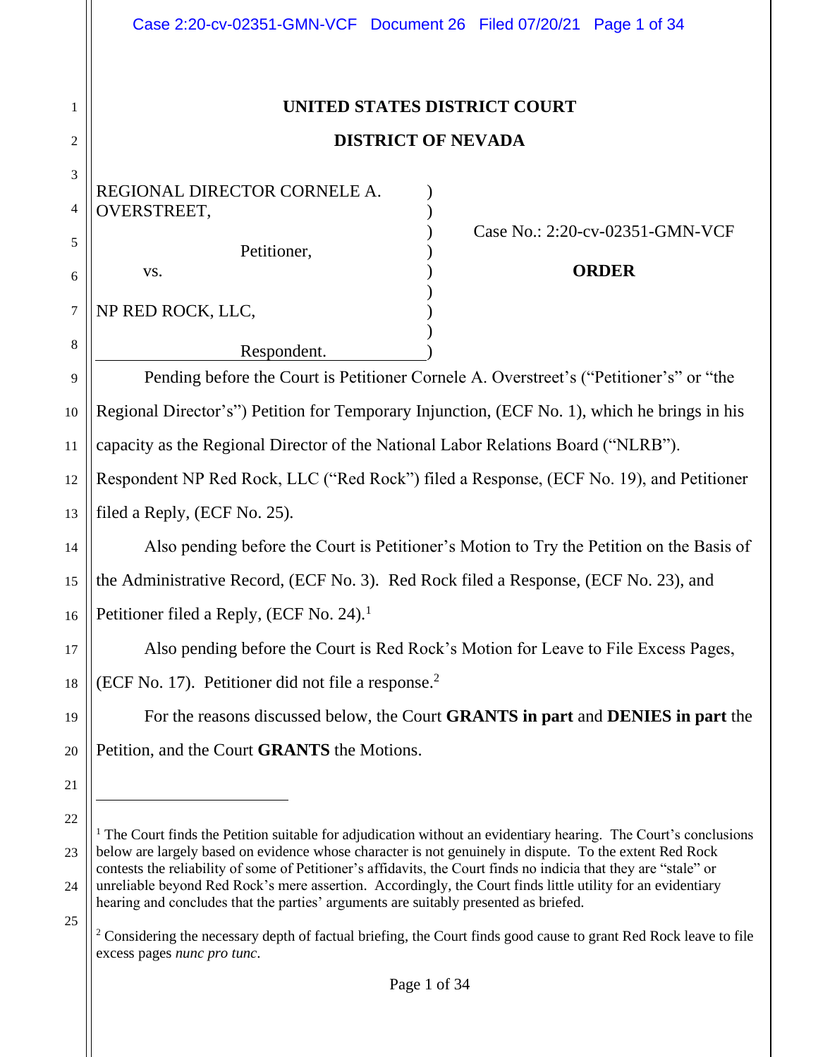**UNITED STATES DISTRICT COURT**

**DISTRICT OF NEVADA**

| | |
|---|---|
| REGIONAL DIRECTOR CORNELE A. OVERSTREET, Petitioner, vs. NP RED ROCK, LLC, Respondent. | Case No.: 2:20-cv-02351-GMN-VCF **ORDER** |

Pending before the Court is Petitioner Cornele A. Overstreet's ("Petitioner's" or "the Regional Director's") Petition for Temporary Injunction, (ECF No. 1), which he brings in his capacity as the Regional Director of the National Labor Relations Board ("NLRB"). Respondent NP Red Rock, LLC ("Red Rock") filed a Response, (ECF No. 19), and Petitioner filed a Reply, (ECF No. 25).

Also pending before the Court is Petitioner's Motion to Try the Petition on the Basis of the Administrative Record, (ECF No. 3). Red Rock filed a Response, (ECF No. 23), and Petitioner filed a Reply, (ECF No. 24).[1]

Also pending before the Court is Red Rock's Motion for Leave to File Excess Pages, (ECF No. 17). Petitioner did not file a response.[2]

For the reasons discussed below, the Court **GRANTS in part** and **DENIES in part** the Petition, and the Court **GRANTS** the Motions.

---

[1] The Court finds the Petition suitable for adjudication without an evidentiary hearing. The Court's conclusions below are largely based on evidence whose character is not genuinely in dispute. To the extent Red Rock contests the reliability of some of Petitioner's affidavits, the Court finds no indicia that they are "stale" or unreliable beyond Red Rock's mere assertion. Accordingly, the Court finds little utility for an evidentiary hearing and concludes that the parties' arguments are suitably presented as briefed.

[2] Considering the necessary depth of factual briefing, the Court finds good cause to grant Red Rock leave to file excess pages *nunc pro tunc*.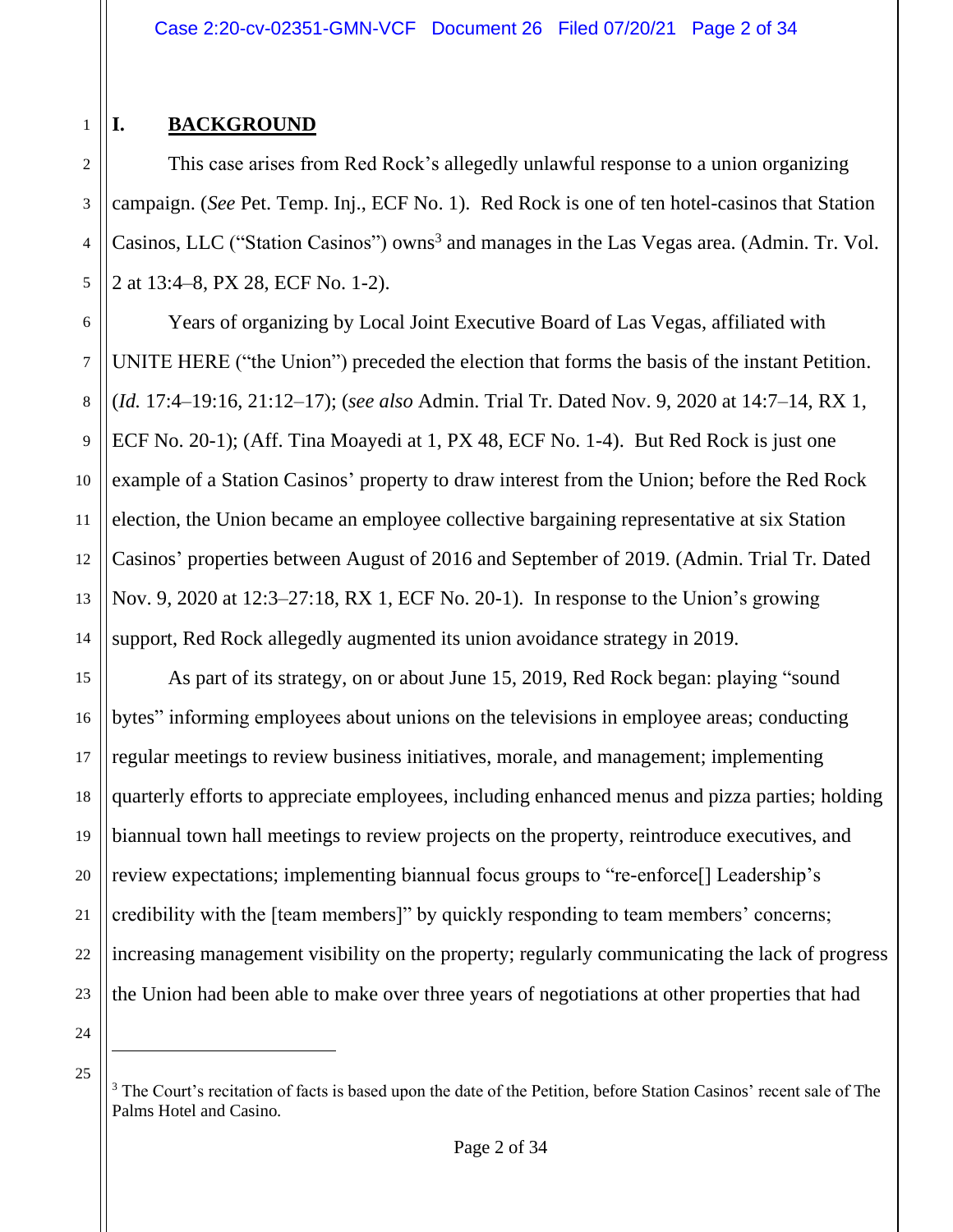## I. BACKGROUND

This case arises from Red Rock's allegedly unlawful response to a union organizing campaign. (*See* Pet. Temp. Inj., ECF No. 1). Red Rock is one of ten hotel-casinos that Station Casinos, LLC ("Station Casinos") owns[3] and manages in the Las Vegas area. (Admin. Tr. Vol. 2 at 13:4–8, PX 28, ECF No. 1-2).

Years of organizing by Local Joint Executive Board of Las Vegas, affiliated with UNITE HERE ("the Union") preceded the election that forms the basis of the instant Petition. (*Id.* 17:4–19:16, 21:12–17); (*see also* Admin. Trial Tr. Dated Nov. 9, 2020 at 14:7–14, RX 1, ECF No. 20-1); (Aff. Tina Moayedi at 1, PX 48, ECF No. 1-4). But Red Rock is just one example of a Station Casinos' property to draw interest from the Union; before the Red Rock election, the Union became an employee collective bargaining representative at six Station Casinos' properties between August of 2016 and September of 2019. (Admin. Trial Tr. Dated Nov. 9, 2020 at 12:3–27:18, RX 1, ECF No. 20-1). In response to the Union's growing support, Red Rock allegedly augmented its union avoidance strategy in 2019.

As part of its strategy, on or about June 15, 2019, Red Rock began: playing "sound bytes" informing employees about unions on the televisions in employee areas; conducting regular meetings to review business initiatives, morale, and management; implementing quarterly efforts to appreciate employees, including enhanced menus and pizza parties; holding biannual town hall meetings to review projects on the property, reintroduce executives, and review expectations; implementing biannual focus groups to "re-enforce[] Leadership's credibility with the [team members]" by quickly responding to team members' concerns; increasing management visibility on the property; regularly communicating the lack of progress the Union had been able to make over three years of negotiations at other properties that had

---

[3] The Court's recitation of facts is based upon the date of the Petition, before Station Casinos' recent sale of The Palms Hotel and Casino.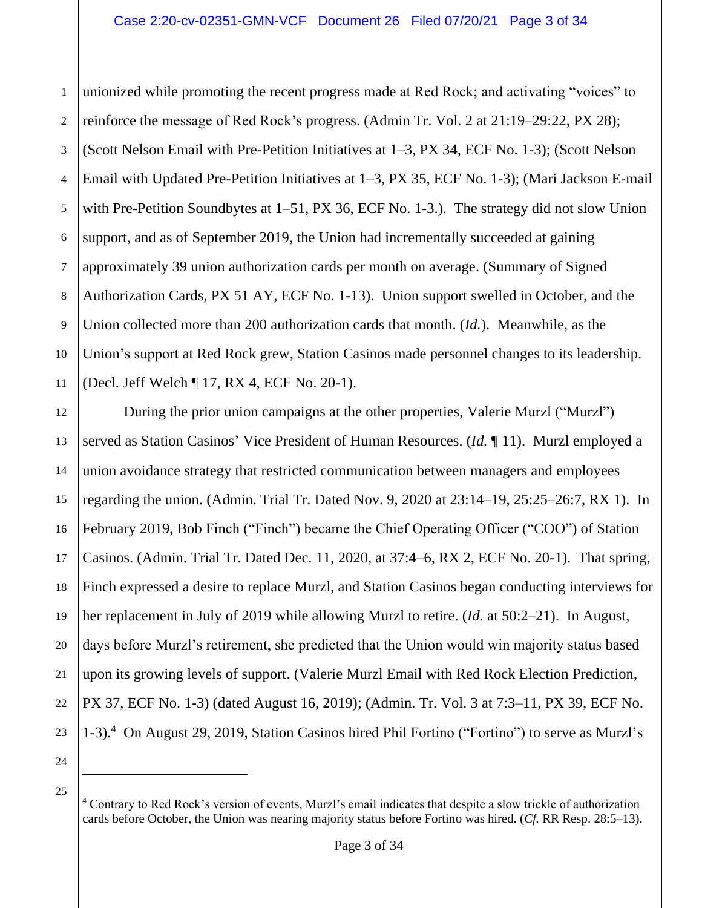unionized while promoting the recent progress made at Red Rock; and activating "voices" to reinforce the message of Red Rock's progress. (Admin Tr. Vol. 2 at 21:19–29:22, PX 28); (Scott Nelson Email with Pre-Petition Initiatives at 1–3, PX 34, ECF No. 1-3); (Scott Nelson Email with Updated Pre-Petition Initiatives at 1–3, PX 35, ECF No. 1-3); (Mari Jackson E-mail with Pre-Petition Soundbytes at 1–51, PX 36, ECF No. 1-3.). The strategy did not slow Union support, and as of September 2019, the Union had incrementally succeeded at gaining approximately 39 union authorization cards per month on average. (Summary of Signed Authorization Cards, PX 51 AY, ECF No. 1-13). Union support swelled in October, and the Union collected more than 200 authorization cards that month. (*Id.*). Meanwhile, as the Union's support at Red Rock grew, Station Casinos made personnel changes to its leadership. (Decl. Jeff Welch ¶ 17, RX 4, ECF No. 20-1).

During the prior union campaigns at the other properties, Valerie Murzl ("Murzl") served as Station Casinos' Vice President of Human Resources. (*Id.* ¶ 11). Murzl employed a union avoidance strategy that restricted communication between managers and employees regarding the union. (Admin. Trial Tr. Dated Nov. 9, 2020 at 23:14–19, 25:25–26:7, RX 1). In February 2019, Bob Finch ("Finch") became the Chief Operating Officer ("COO") of Station Casinos. (Admin. Trial Tr. Dated Dec. 11, 2020, at 37:4–6, RX 2, ECF No. 20-1). That spring, Finch expressed a desire to replace Murzl, and Station Casinos began conducting interviews for her replacement in July of 2019 while allowing Murzl to retire. (*Id.* at 50:2–21). In August, days before Murzl's retirement, she predicted that the Union would win majority status based upon its growing levels of support. (Valerie Murzl Email with Red Rock Election Prediction, PX 37, ECF No. 1-3) (dated August 16, 2019); (Admin. Tr. Vol. 3 at 7:3–11, PX 39, ECF No. 1-3).[4] On August 29, 2019, Station Casinos hired Phil Fortino ("Fortino") to serve as Murzl's

---

[4] Contrary to Red Rock's version of events, Murzl's email indicates that despite a slow trickle of authorization cards before October, the Union was nearing majority status before Fortino was hired. (*Cf.* RR Resp. 28:5–13).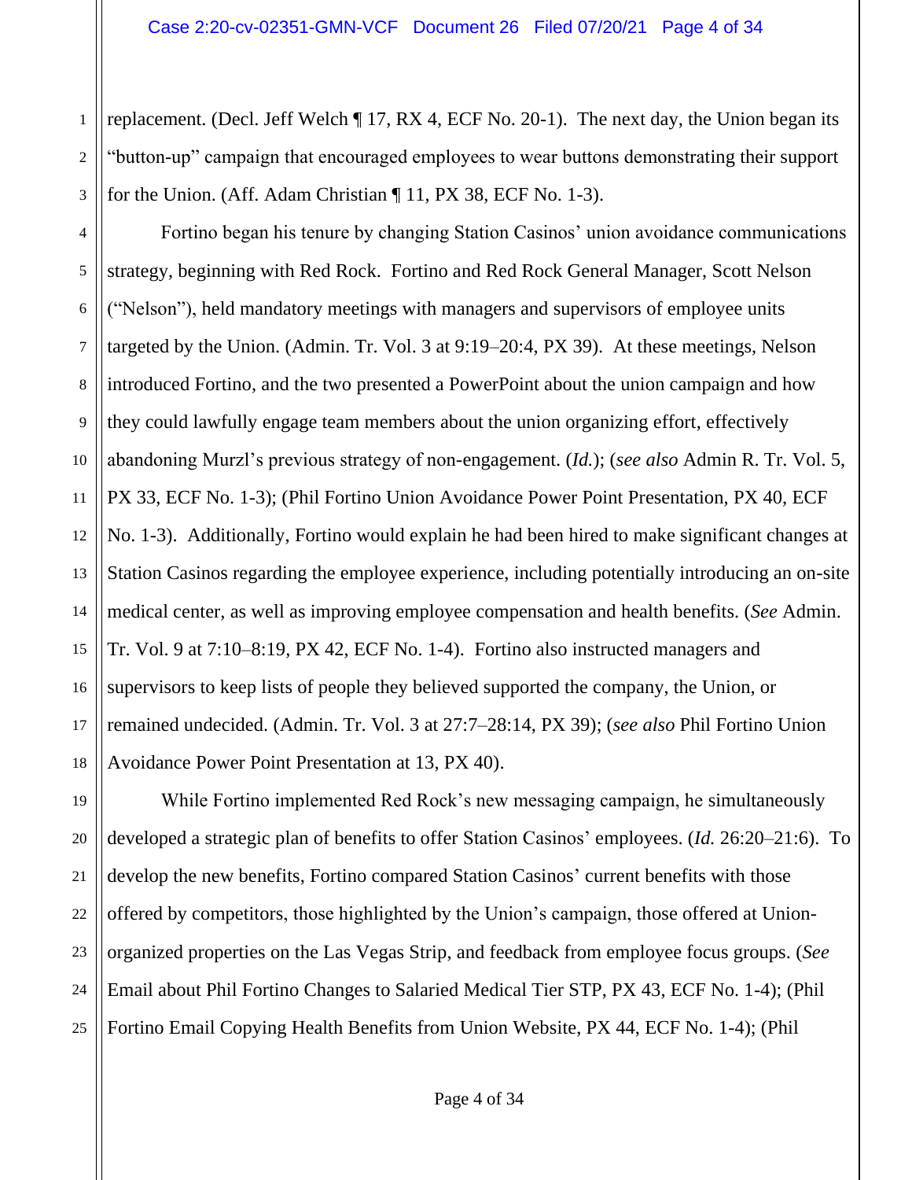replacement. (Decl. Jeff Welch ¶ 17, RX 4, ECF No. 20-1). The next day, the Union began its "button-up" campaign that encouraged employees to wear buttons demonstrating their support for the Union. (Aff. Adam Christian ¶ 11, PX 38, ECF No. 1-3).

Fortino began his tenure by changing Station Casinos' union avoidance communications strategy, beginning with Red Rock. Fortino and Red Rock General Manager, Scott Nelson ("Nelson"), held mandatory meetings with managers and supervisors of employee units targeted by the Union. (Admin. Tr. Vol. 3 at 9:19–20:4, PX 39). At these meetings, Nelson introduced Fortino, and the two presented a PowerPoint about the union campaign and how they could lawfully engage team members about the union organizing effort, effectively abandoning Murzl's previous strategy of non-engagement. (*Id.*); (*see also* Admin R. Tr. Vol. 5, PX 33, ECF No. 1-3); (Phil Fortino Union Avoidance Power Point Presentation, PX 40, ECF No. 1-3). Additionally, Fortino would explain he had been hired to make significant changes at Station Casinos regarding the employee experience, including potentially introducing an on-site medical center, as well as improving employee compensation and health benefits. (*See* Admin. Tr. Vol. 9 at 7:10–8:19, PX 42, ECF No. 1-4). Fortino also instructed managers and supervisors to keep lists of people they believed supported the company, the Union, or remained undecided. (Admin. Tr. Vol. 3 at 27:7–28:14, PX 39); (*see also* Phil Fortino Union Avoidance Power Point Presentation at 13, PX 40).

While Fortino implemented Red Rock's new messaging campaign, he simultaneously developed a strategic plan of benefits to offer Station Casinos' employees. (*Id.* 26:20–21:6). To develop the new benefits, Fortino compared Station Casinos' current benefits with those offered by competitors, those highlighted by the Union's campaign, those offered at Union-organized properties on the Las Vegas Strip, and feedback from employee focus groups. (*See* Email about Phil Fortino Changes to Salaried Medical Tier STP, PX 43, ECF No. 1-4); (Phil Fortino Email Copying Health Benefits from Union Website, PX 44, ECF No. 1-4); (Phil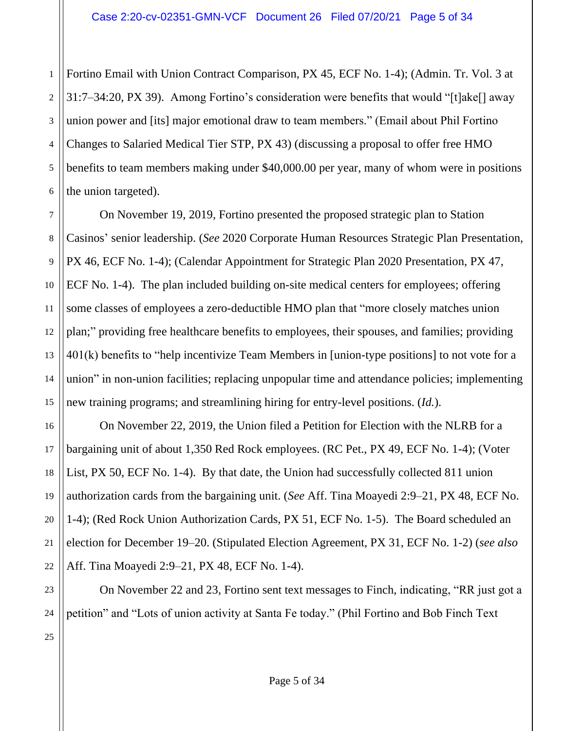Fortino Email with Union Contract Comparison, PX 45, ECF No. 1-4); (Admin. Tr. Vol. 3 at 31:7–34:20, PX 39). Among Fortino's consideration were benefits that would "[t]ake[] away union power and [its] major emotional draw to team members." (Email about Phil Fortino Changes to Salaried Medical Tier STP, PX 43) (discussing a proposal to offer free HMO benefits to team members making under $40,000.00 per year, many of whom were in positions the union targeted).

On November 19, 2019, Fortino presented the proposed strategic plan to Station Casinos' senior leadership. (*See* 2020 Corporate Human Resources Strategic Plan Presentation, PX 46, ECF No. 1-4); (Calendar Appointment for Strategic Plan 2020 Presentation, PX 47, ECF No. 1-4). The plan included building on-site medical centers for employees; offering some classes of employees a zero-deductible HMO plan that "more closely matches union plan;" providing free healthcare benefits to employees, their spouses, and families; providing 401(k) benefits to "help incentivize Team Members in [union-type positions] to not vote for a union" in non-union facilities; replacing unpopular time and attendance policies; implementing new training programs; and streamlining hiring for entry-level positions. (*Id.*).

On November 22, 2019, the Union filed a Petition for Election with the NLRB for a bargaining unit of about 1,350 Red Rock employees. (RC Pet., PX 49, ECF No. 1-4); (Voter List, PX 50, ECF No. 1-4). By that date, the Union had successfully collected 811 union authorization cards from the bargaining unit. (*See* Aff. Tina Moayedi 2:9–21, PX 48, ECF No. 1-4); (Red Rock Union Authorization Cards, PX 51, ECF No. 1-5). The Board scheduled an election for December 19–20. (Stipulated Election Agreement, PX 31, ECF No. 1-2) (*see also* Aff. Tina Moayedi 2:9–21, PX 48, ECF No. 1-4).

On November 22 and 23, Fortino sent text messages to Finch, indicating, "RR just got a petition" and "Lots of union activity at Santa Fe today." (Phil Fortino and Bob Finch Text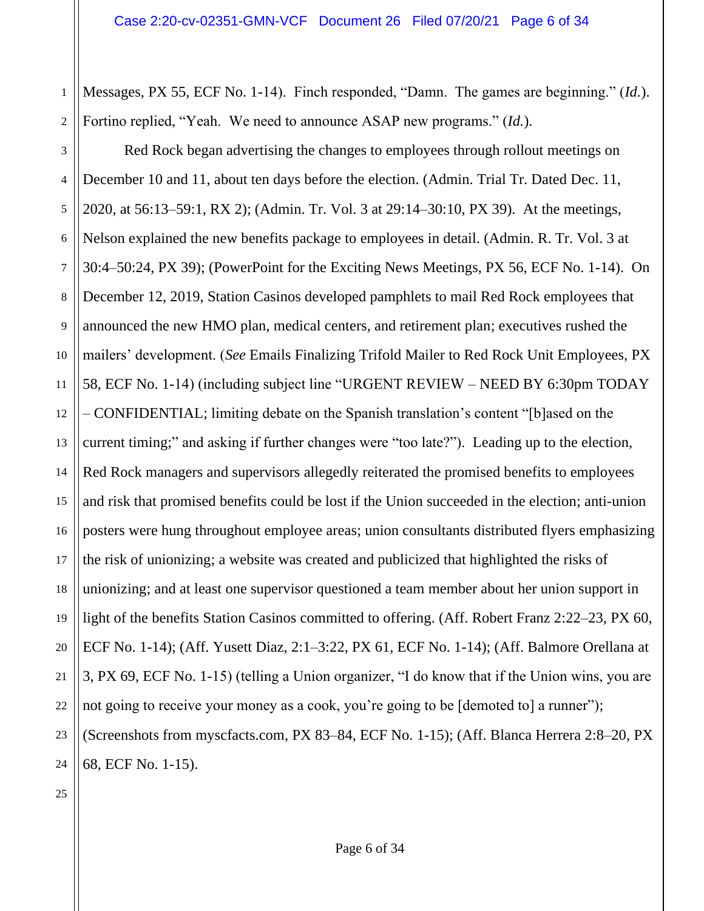Messages, PX 55, ECF No. 1-14). Finch responded, "Damn. The games are beginning." (*Id.*). Fortino replied, "Yeah. We need to announce ASAP new programs." (*Id.*).

Red Rock began advertising the changes to employees through rollout meetings on December 10 and 11, about ten days before the election. (Admin. Trial Tr. Dated Dec. 11, 2020, at 56:13–59:1, RX 2); (Admin. Tr. Vol. 3 at 29:14–30:10, PX 39). At the meetings, Nelson explained the new benefits package to employees in detail. (Admin. R. Tr. Vol. 3 at 30:4–50:24, PX 39); (PowerPoint for the Exciting News Meetings, PX 56, ECF No. 1-14). On December 12, 2019, Station Casinos developed pamphlets to mail Red Rock employees that announced the new HMO plan, medical centers, and retirement plan; executives rushed the mailers' development. (*See* Emails Finalizing Trifold Mailer to Red Rock Unit Employees, PX 58, ECF No. 1-14) (including subject line "URGENT REVIEW – NEED BY 6:30pm TODAY – CONFIDENTIAL; limiting debate on the Spanish translation's content "[b]ased on the current timing;" and asking if further changes were "too late?"). Leading up to the election, Red Rock managers and supervisors allegedly reiterated the promised benefits to employees and risk that promised benefits could be lost if the Union succeeded in the election; anti-union posters were hung throughout employee areas; union consultants distributed flyers emphasizing the risk of unionizing; a website was created and publicized that highlighted the risks of unionizing; and at least one supervisor questioned a team member about her union support in light of the benefits Station Casinos committed to offering. (Aff. Robert Franz 2:22–23, PX 60, ECF No. 1-14); (Aff. Yusett Diaz, 2:1–3:22, PX 61, ECF No. 1-14); (Aff. Balmore Orellana at 3, PX 69, ECF No. 1-15) (telling a Union organizer, "I do know that if the Union wins, you are not going to receive your money as a cook, you're going to be [demoted to] a runner"); (Screenshots from myscfacts.com, PX 83–84, ECF No. 1-15); (Aff. Blanca Herrera 2:8–20, PX 68, ECF No. 1-15).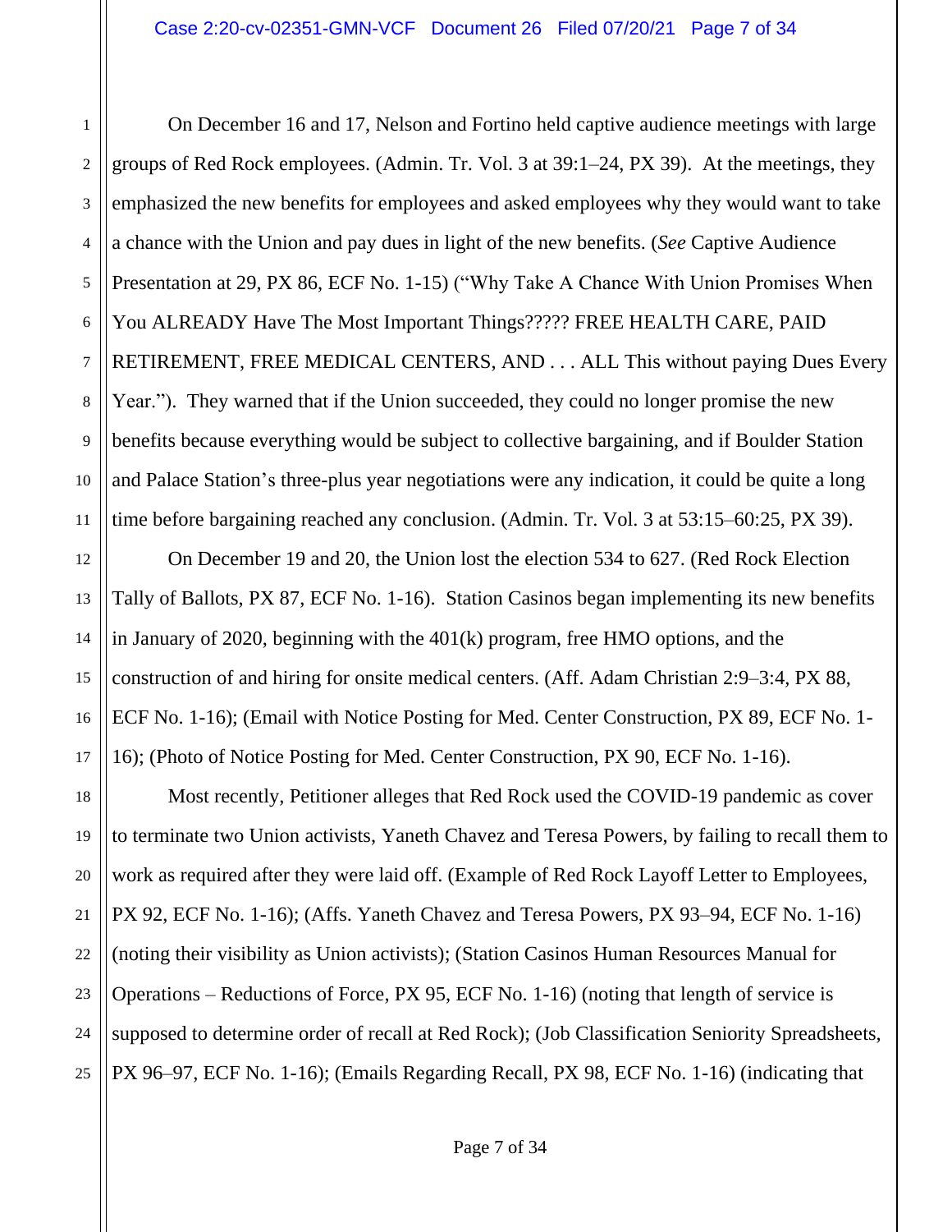On December 16 and 17, Nelson and Fortino held captive audience meetings with large groups of Red Rock employees. (Admin. Tr. Vol. 3 at 39:1–24, PX 39). At the meetings, they emphasized the new benefits for employees and asked employees why they would want to take a chance with the Union and pay dues in light of the new benefits. (*See* Captive Audience Presentation at 29, PX 86, ECF No. 1-15) ("Why Take A Chance With Union Promises When You ALREADY Have The Most Important Things????? FREE HEALTH CARE, PAID RETIREMENT, FREE MEDICAL CENTERS, AND . . . ALL This without paying Dues Every Year."). They warned that if the Union succeeded, they could no longer promise the new benefits because everything would be subject to collective bargaining, and if Boulder Station and Palace Station's three-plus year negotiations were any indication, it could be quite a long time before bargaining reached any conclusion. (Admin. Tr. Vol. 3 at 53:15–60:25, PX 39).

On December 19 and 20, the Union lost the election 534 to 627. (Red Rock Election Tally of Ballots, PX 87, ECF No. 1-16). Station Casinos began implementing its new benefits in January of 2020, beginning with the 401(k) program, free HMO options, and the construction of and hiring for onsite medical centers. (Aff. Adam Christian 2:9–3:4, PX 88, ECF No. 1-16); (Email with Notice Posting for Med. Center Construction, PX 89, ECF No. 1-16); (Photo of Notice Posting for Med. Center Construction, PX 90, ECF No. 1-16).

Most recently, Petitioner alleges that Red Rock used the COVID-19 pandemic as cover to terminate two Union activists, Yaneth Chavez and Teresa Powers, by failing to recall them to work as required after they were laid off. (Example of Red Rock Layoff Letter to Employees, PX 92, ECF No. 1-16); (Affs. Yaneth Chavez and Teresa Powers, PX 93–94, ECF No. 1-16) (noting their visibility as Union activists); (Station Casinos Human Resources Manual for Operations – Reductions of Force, PX 95, ECF No. 1-16) (noting that length of service is supposed to determine order of recall at Red Rock); (Job Classification Seniority Spreadsheets, PX 96–97, ECF No. 1-16); (Emails Regarding Recall, PX 98, ECF No. 1-16) (indicating that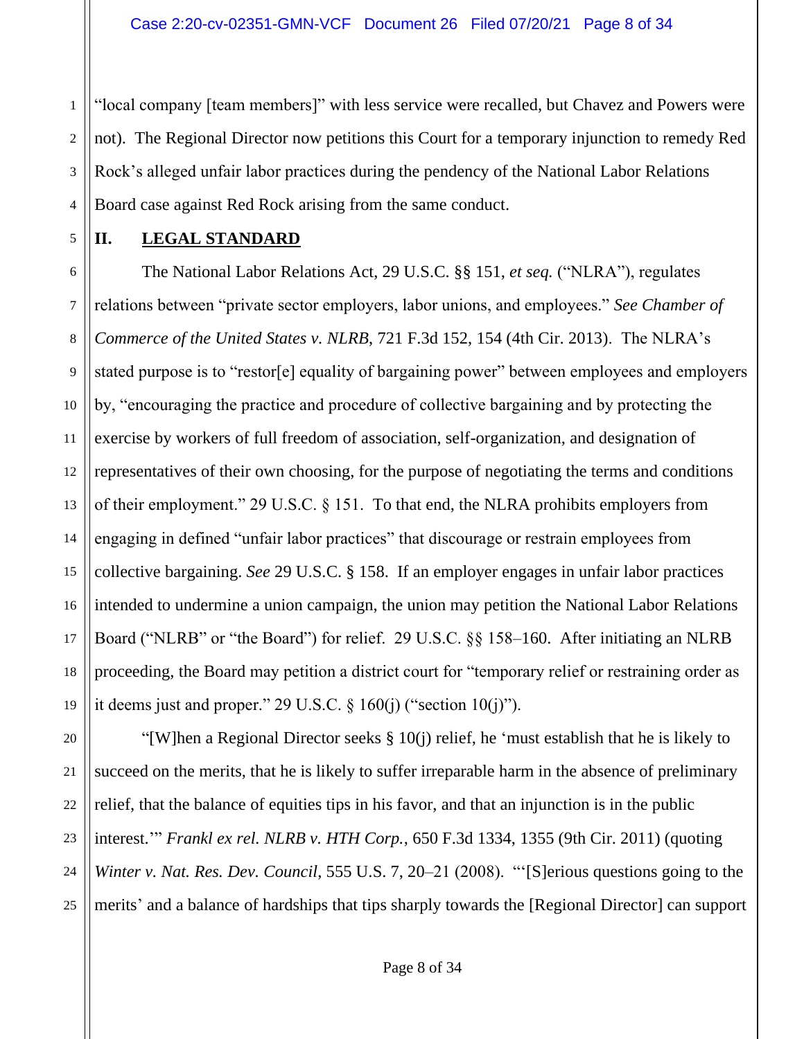"local company [team members]" with less service were recalled, but Chavez and Powers were not). The Regional Director now petitions this Court for a temporary injunction to remedy Red Rock's alleged unfair labor practices during the pendency of the National Labor Relations Board case against Red Rock arising from the same conduct.

## II. LEGAL STANDARD

The National Labor Relations Act, 29 U.S.C. §§ 151, *et seq.* ("NLRA"), regulates relations between "private sector employers, labor unions, and employees." *See Chamber of Commerce of the United States v. NLRB*, 721 F.3d 152, 154 (4th Cir. 2013). The NLRA's stated purpose is to "restor[e] equality of bargaining power" between employees and employers by, "encouraging the practice and procedure of collective bargaining and by protecting the exercise by workers of full freedom of association, self-organization, and designation of representatives of their own choosing, for the purpose of negotiating the terms and conditions of their employment." 29 U.S.C. § 151. To that end, the NLRA prohibits employers from engaging in defined "unfair labor practices" that discourage or restrain employees from collective bargaining. *See* 29 U.S.C. § 158. If an employer engages in unfair labor practices intended to undermine a union campaign, the union may petition the National Labor Relations Board ("NLRB" or "the Board") for relief. 29 U.S.C. §§ 158–160. After initiating an NLRB proceeding, the Board may petition a district court for "temporary relief or restraining order as it deems just and proper." 29 U.S.C. § 160(j) ("section 10(j)").

"[W]hen a Regional Director seeks § 10(j) relief, he 'must establish that he is likely to succeed on the merits, that he is likely to suffer irreparable harm in the absence of preliminary relief, that the balance of equities tips in his favor, and that an injunction is in the public interest.'" *Frankl ex rel. NLRB v. HTH Corp.*, 650 F.3d 1334, 1355 (9th Cir. 2011) (quoting *Winter v. Nat. Res. Dev. Council*, 555 U.S. 7, 20–21 (2008). "'[S]erious questions going to the merits' and a balance of hardships that tips sharply towards the [Regional Director] can support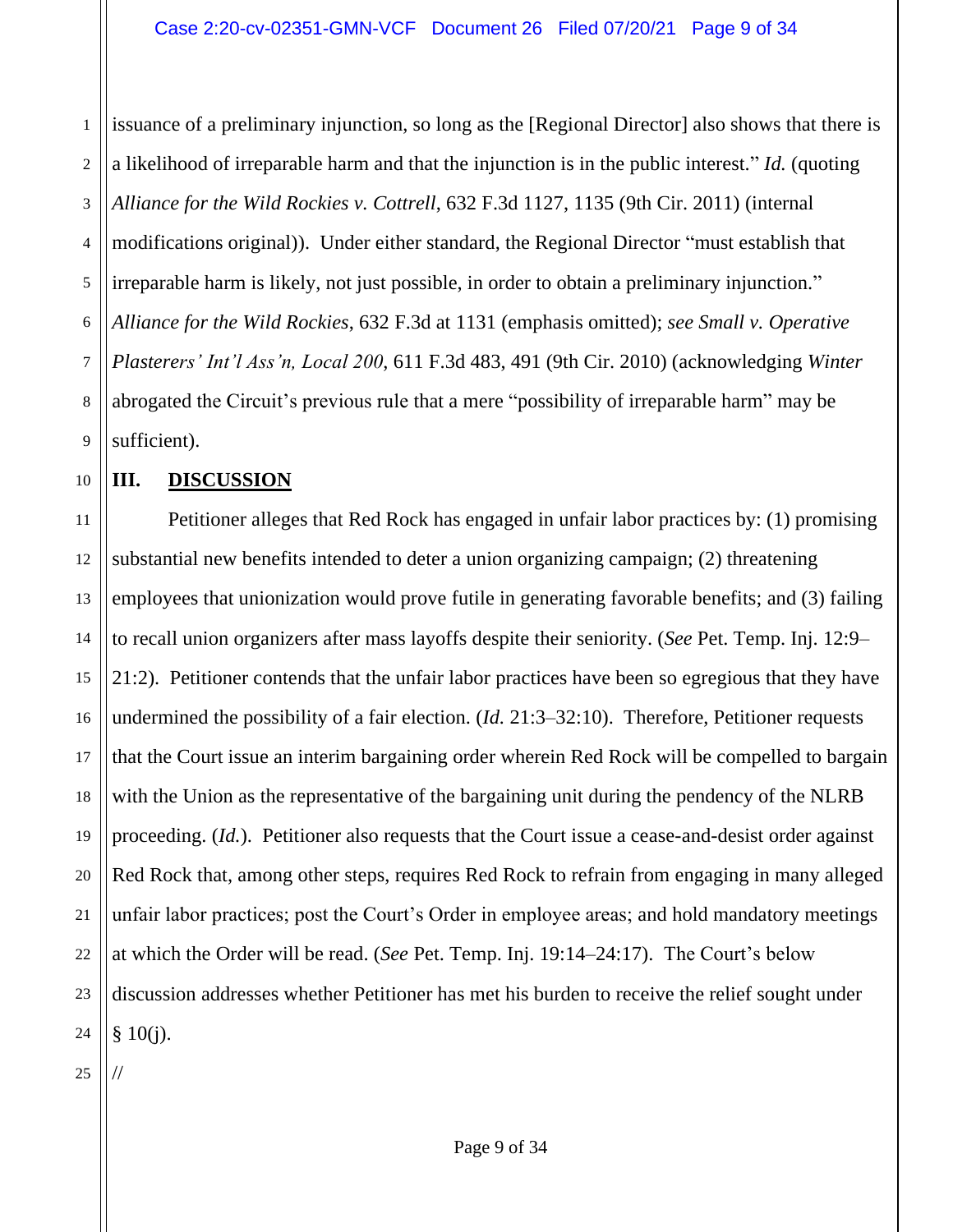issuance of a preliminary injunction, so long as the [Regional Director] also shows that there is a likelihood of irreparable harm and that the injunction is in the public interest." *Id.* (quoting *Alliance for the Wild Rockies v. Cottrell*, 632 F.3d 1127, 1135 (9th Cir. 2011) (internal modifications original)). Under either standard, the Regional Director "must establish that irreparable harm is likely, not just possible, in order to obtain a preliminary injunction." *Alliance for the Wild Rockies*, 632 F.3d at 1131 (emphasis omitted); *see Small v. Operative Plasterers' Int'l Ass'n, Local 200*, 611 F.3d 483, 491 (9th Cir. 2010) (acknowledging *Winter* abrogated the Circuit's previous rule that a mere "possibility of irreparable harm" may be sufficient).

## III. **DISCUSSION**

Petitioner alleges that Red Rock has engaged in unfair labor practices by: (1) promising substantial new benefits intended to deter a union organizing campaign; (2) threatening employees that unionization would prove futile in generating favorable benefits; and (3) failing to recall union organizers after mass layoffs despite their seniority. (*See* Pet. Temp. Inj. 12:9–21:2). Petitioner contends that the unfair labor practices have been so egregious that they have undermined the possibility of a fair election. (*Id.* 21:3–32:10). Therefore, Petitioner requests that the Court issue an interim bargaining order wherein Red Rock will be compelled to bargain with the Union as the representative of the bargaining unit during the pendency of the NLRB proceeding. (*Id.*). Petitioner also requests that the Court issue a cease-and-desist order against Red Rock that, among other steps, requires Red Rock to refrain from engaging in many alleged unfair labor practices; post the Court's Order in employee areas; and hold mandatory meetings at which the Order will be read. (*See* Pet. Temp. Inj. 19:14–24:17). The Court's below discussion addresses whether Petitioner has met his burden to receive the relief sought under § 10(j).

//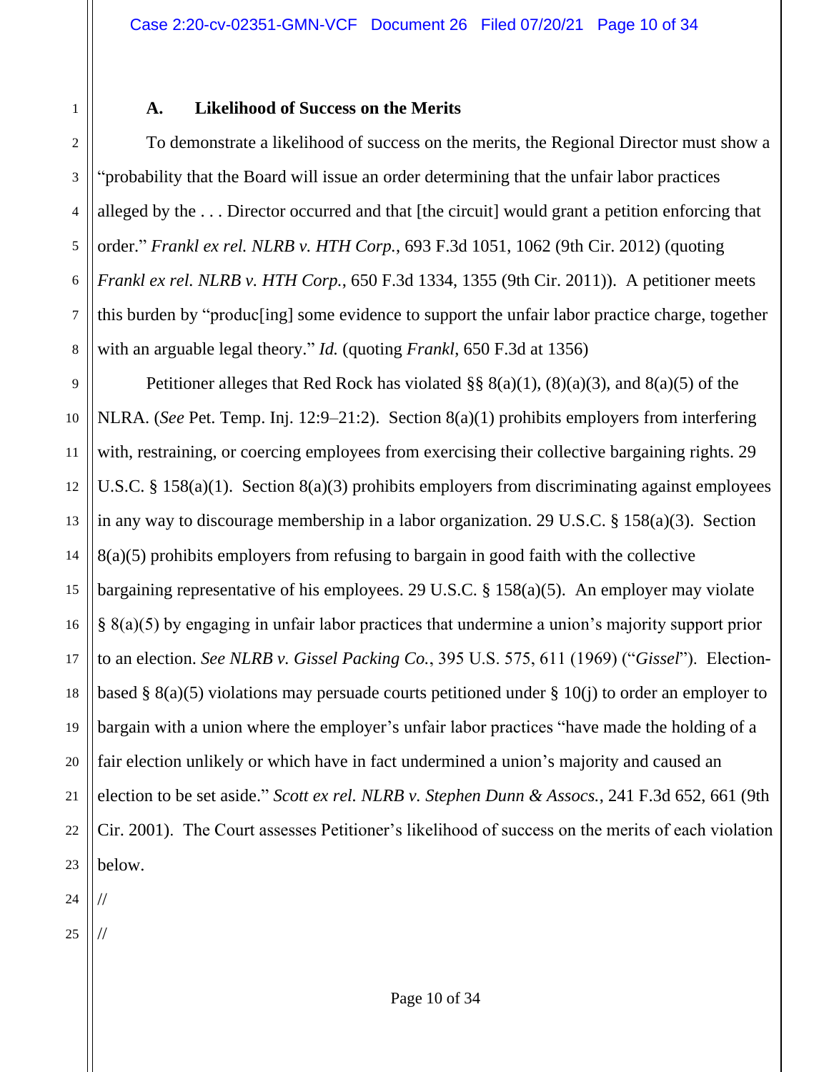### A. Likelihood of Success on the Merits

To demonstrate a likelihood of success on the merits, the Regional Director must show a "probability that the Board will issue an order determining that the unfair labor practices alleged by the . . . Director occurred and that [the circuit] would grant a petition enforcing that order." *Frankl ex rel. NLRB v. HTH Corp.*, 693 F.3d 1051, 1062 (9th Cir. 2012) (quoting *Frankl ex rel. NLRB v. HTH Corp.*, 650 F.3d 1334, 1355 (9th Cir. 2011)). A petitioner meets this burden by "produc[ing] some evidence to support the unfair labor practice charge, together with an arguable legal theory." *Id.* (quoting *Frankl*, 650 F.3d at 1356)

Petitioner alleges that Red Rock has violated §§ 8(a)(1), (8)(a)(3), and 8(a)(5) of the NLRA. (*See* Pet. Temp. Inj. 12:9–21:2). Section 8(a)(1) prohibits employers from interfering with, restraining, or coercing employees from exercising their collective bargaining rights. 29 U.S.C. § 158(a)(1). Section 8(a)(3) prohibits employers from discriminating against employees in any way to discourage membership in a labor organization. 29 U.S.C. § 158(a)(3). Section 8(a)(5) prohibits employers from refusing to bargain in good faith with the collective bargaining representative of his employees. 29 U.S.C. § 158(a)(5). An employer may violate § 8(a)(5) by engaging in unfair labor practices that undermine a union's majority support prior to an election. *See NLRB v. Gissel Packing Co.*, 395 U.S. 575, 611 (1969) ("*Gissel*"). Election-based § 8(a)(5) violations may persuade courts petitioned under § 10(j) to order an employer to bargain with a union where the employer's unfair labor practices "have made the holding of a fair election unlikely or which have in fact undermined a union's majority and caused an election to be set aside." *Scott ex rel. NLRB v. Stephen Dunn & Assocs.*, 241 F.3d 652, 661 (9th Cir. 2001). The Court assesses Petitioner's likelihood of success on the merits of each violation below.

//

//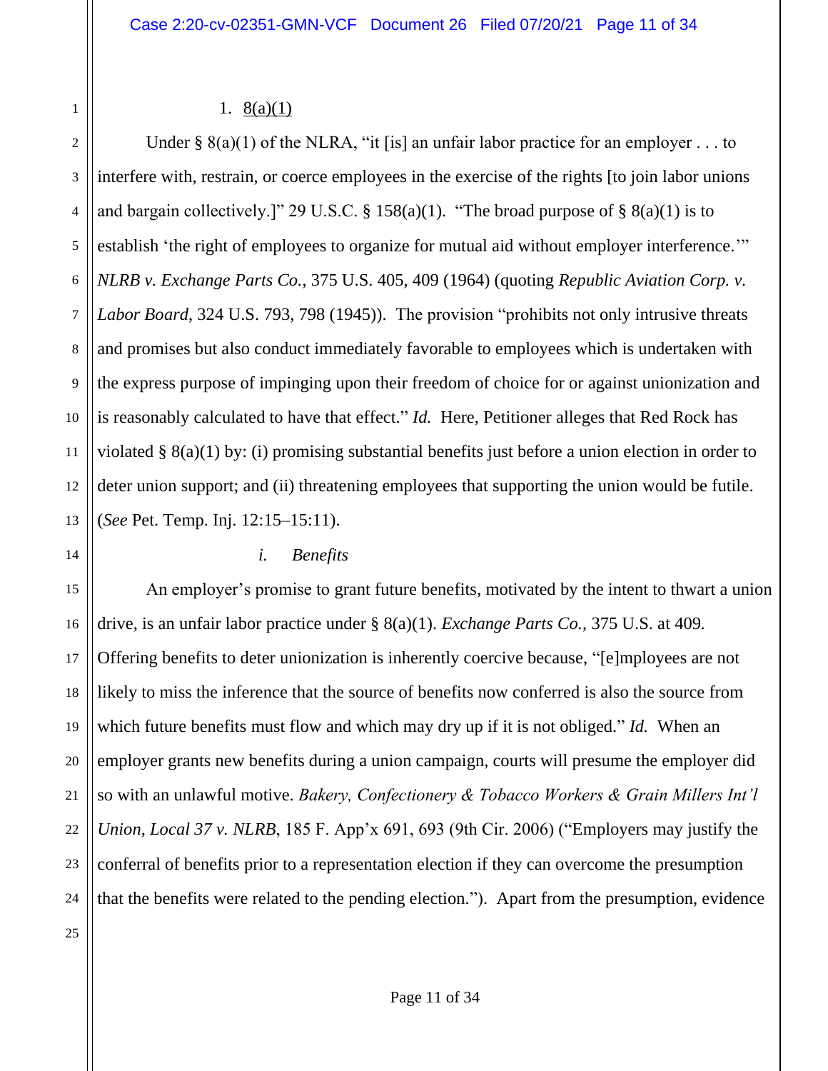1. <u>8(a)(1)</u>

Under § 8(a)(1) of the NLRA, "it [is] an unfair labor practice for an employer . . . to interfere with, restrain, or coerce employees in the exercise of the rights [to join labor unions and bargain collectively.]" 29 U.S.C. § 158(a)(1). "The broad purpose of § 8(a)(1) is to establish 'the right of employees to organize for mutual aid without employer interference.'" *NLRB v. Exchange Parts Co.*, 375 U.S. 405, 409 (1964) (quoting *Republic Aviation Corp. v. Labor Board*, 324 U.S. 793, 798 (1945)). The provision "prohibits not only intrusive threats and promises but also conduct immediately favorable to employees which is undertaken with the express purpose of impinging upon their freedom of choice for or against unionization and is reasonably calculated to have that effect." *Id.* Here, Petitioner alleges that Red Rock has violated § 8(a)(1) by: (i) promising substantial benefits just before a union election in order to deter union support; and (ii) threatening employees that supporting the union would be futile. (*See* Pet. Temp. Inj. 12:15–15:11).

*i. Benefits*

An employer's promise to grant future benefits, motivated by the intent to thwart a union drive, is an unfair labor practice under § 8(a)(1). *Exchange Parts Co.*, 375 U.S. at 409. Offering benefits to deter unionization is inherently coercive because, "[e]mployees are not likely to miss the inference that the source of benefits now conferred is also the source from which future benefits must flow and which may dry up if it is not obliged." *Id.* When an employer grants new benefits during a union campaign, courts will presume the employer did so with an unlawful motive. *Bakery, Confectionery & Tobacco Workers & Grain Millers Int'l Union, Local 37 v. NLRB*, 185 F. App'x 691, 693 (9th Cir. 2006) ("Employers may justify the conferral of benefits prior to a representation election if they can overcome the presumption that the benefits were related to the pending election."). Apart from the presumption, evidence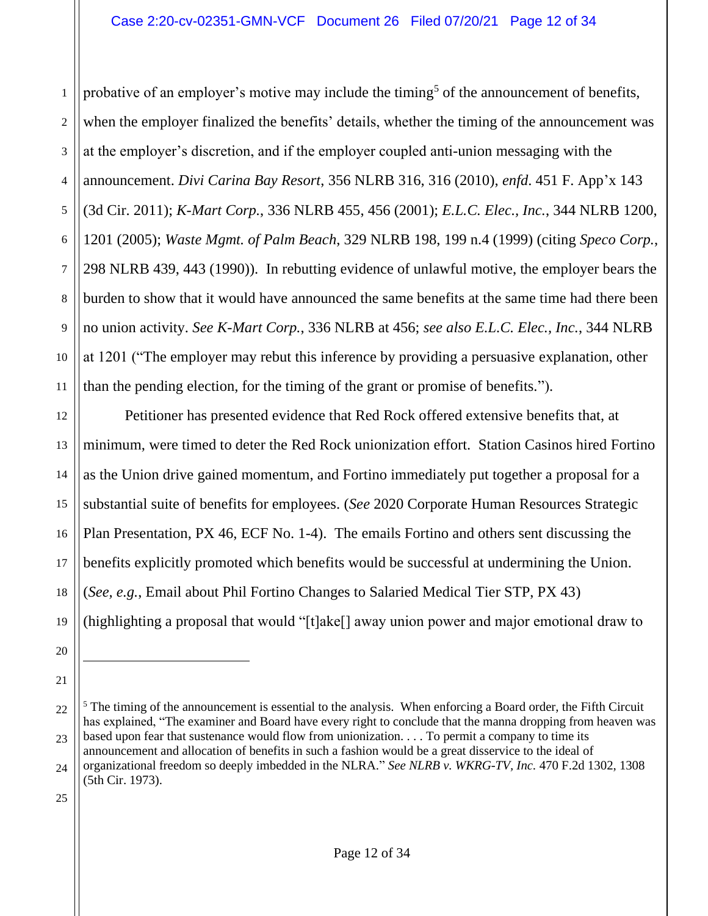probative of an employer's motive may include the timing[5] of the announcement of benefits, when the employer finalized the benefits' details, whether the timing of the announcement was at the employer's discretion, and if the employer coupled anti-union messaging with the announcement. *Divi Carina Bay Resort*, 356 NLRB 316, 316 (2010), *enfd*. 451 F. App'x 143 (3d Cir. 2011); *K-Mart Corp.*, 336 NLRB 455, 456 (2001); *E.L.C. Elec., Inc.*, 344 NLRB 1200, 1201 (2005); *Waste Mgmt. of Palm Beach*, 329 NLRB 198, 199 n.4 (1999) (citing *Speco Corp.*, 298 NLRB 439, 443 (1990)). In rebutting evidence of unlawful motive, the employer bears the burden to show that it would have announced the same benefits at the same time had there been no union activity. *See K-Mart Corp.*, 336 NLRB at 456; *see also E.L.C. Elec., Inc.*, 344 NLRB at 1201 ("The employer may rebut this inference by providing a persuasive explanation, other than the pending election, for the timing of the grant or promise of benefits.").

Petitioner has presented evidence that Red Rock offered extensive benefits that, at minimum, were timed to deter the Red Rock unionization effort. Station Casinos hired Fortino as the Union drive gained momentum, and Fortino immediately put together a proposal for a substantial suite of benefits for employees. (*See* 2020 Corporate Human Resources Strategic Plan Presentation, PX 46, ECF No. 1-4). The emails Fortino and others sent discussing the benefits explicitly promoted which benefits would be successful at undermining the Union. (*See, e.g.*, Email about Phil Fortino Changes to Salaried Medical Tier STP, PX 43) (highlighting a proposal that would "[t]ake[] away union power and major emotional draw to

---

[5] The timing of the announcement is essential to the analysis. When enforcing a Board order, the Fifth Circuit has explained, "The examiner and Board have every right to conclude that the manna dropping from heaven was based upon fear that sustenance would flow from unionization. . . . To permit a company to time its announcement and allocation of benefits in such a fashion would be a great disservice to the ideal of organizational freedom so deeply imbedded in the NLRA." *See NLRB v. WKRG-TV, Inc.* 470 F.2d 1302, 1308 (5th Cir. 1973).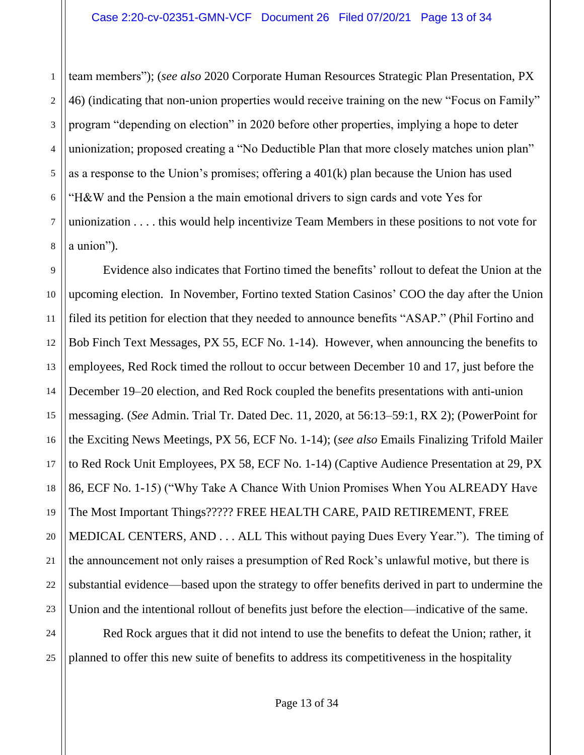team members"); (*see also* 2020 Corporate Human Resources Strategic Plan Presentation, PX 46) (indicating that non-union properties would receive training on the new "Focus on Family" program "depending on election" in 2020 before other properties, implying a hope to deter unionization; proposed creating a "No Deductible Plan that more closely matches union plan" as a response to the Union's promises; offering a 401(k) plan because the Union has used "H&W and the Pension a the main emotional drivers to sign cards and vote Yes for unionization . . . . this would help incentivize Team Members in these positions to not vote for a union").

Evidence also indicates that Fortino timed the benefits' rollout to defeat the Union at the upcoming election. In November, Fortino texted Station Casinos' COO the day after the Union filed its petition for election that they needed to announce benefits "ASAP." (Phil Fortino and Bob Finch Text Messages, PX 55, ECF No. 1-14). However, when announcing the benefits to employees, Red Rock timed the rollout to occur between December 10 and 17, just before the December 19–20 election, and Red Rock coupled the benefits presentations with anti-union messaging. (*See* Admin. Trial Tr. Dated Dec. 11, 2020, at 56:13–59:1, RX 2); (PowerPoint for the Exciting News Meetings, PX 56, ECF No. 1-14); (*see also* Emails Finalizing Trifold Mailer to Red Rock Unit Employees, PX 58, ECF No. 1-14) (Captive Audience Presentation at 29, PX 86, ECF No. 1-15) ("Why Take A Chance With Union Promises When You ALREADY Have The Most Important Things????? FREE HEALTH CARE, PAID RETIREMENT, FREE MEDICAL CENTERS, AND . . . ALL This without paying Dues Every Year."). The timing of the announcement not only raises a presumption of Red Rock's unlawful motive, but there is substantial evidence—based upon the strategy to offer benefits derived in part to undermine the Union and the intentional rollout of benefits just before the election—indicative of the same.

Red Rock argues that it did not intend to use the benefits to defeat the Union; rather, it planned to offer this new suite of benefits to address its competitiveness in the hospitality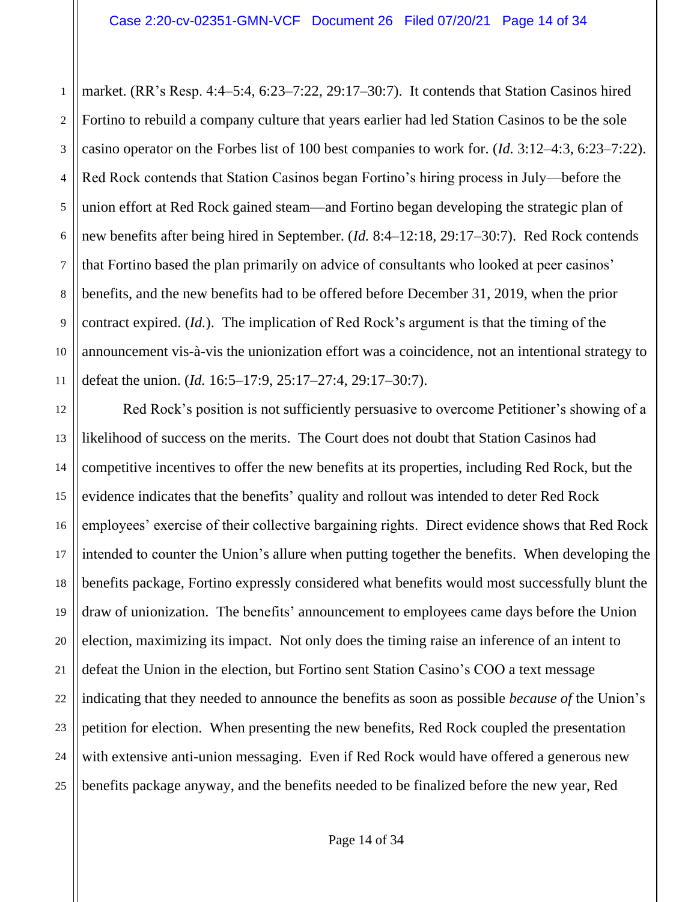market. (RR's Resp. 4:4–5:4, 6:23–7:22, 29:17–30:7). It contends that Station Casinos hired Fortino to rebuild a company culture that years earlier had led Station Casinos to be the sole casino operator on the Forbes list of 100 best companies to work for. (*Id.* 3:12–4:3, 6:23–7:22). Red Rock contends that Station Casinos began Fortino's hiring process in July—before the union effort at Red Rock gained steam—and Fortino began developing the strategic plan of new benefits after being hired in September. (*Id.* 8:4–12:18, 29:17–30:7). Red Rock contends that Fortino based the plan primarily on advice of consultants who looked at peer casinos' benefits, and the new benefits had to be offered before December 31, 2019, when the prior contract expired. (*Id.*). The implication of Red Rock's argument is that the timing of the announcement vis-à-vis the unionization effort was a coincidence, not an intentional strategy to defeat the union. (*Id.* 16:5–17:9, 25:17–27:4, 29:17–30:7).

Red Rock's position is not sufficiently persuasive to overcome Petitioner's showing of a likelihood of success on the merits. The Court does not doubt that Station Casinos had competitive incentives to offer the new benefits at its properties, including Red Rock, but the evidence indicates that the benefits' quality and rollout was intended to deter Red Rock employees' exercise of their collective bargaining rights. Direct evidence shows that Red Rock intended to counter the Union's allure when putting together the benefits. When developing the benefits package, Fortino expressly considered what benefits would most successfully blunt the draw of unionization. The benefits' announcement to employees came days before the Union election, maximizing its impact. Not only does the timing raise an inference of an intent to defeat the Union in the election, but Fortino sent Station Casino's COO a text message indicating that they needed to announce the benefits as soon as possible *because of* the Union's petition for election. When presenting the new benefits, Red Rock coupled the presentation with extensive anti-union messaging. Even if Red Rock would have offered a generous new benefits package anyway, and the benefits needed to be finalized before the new year, Red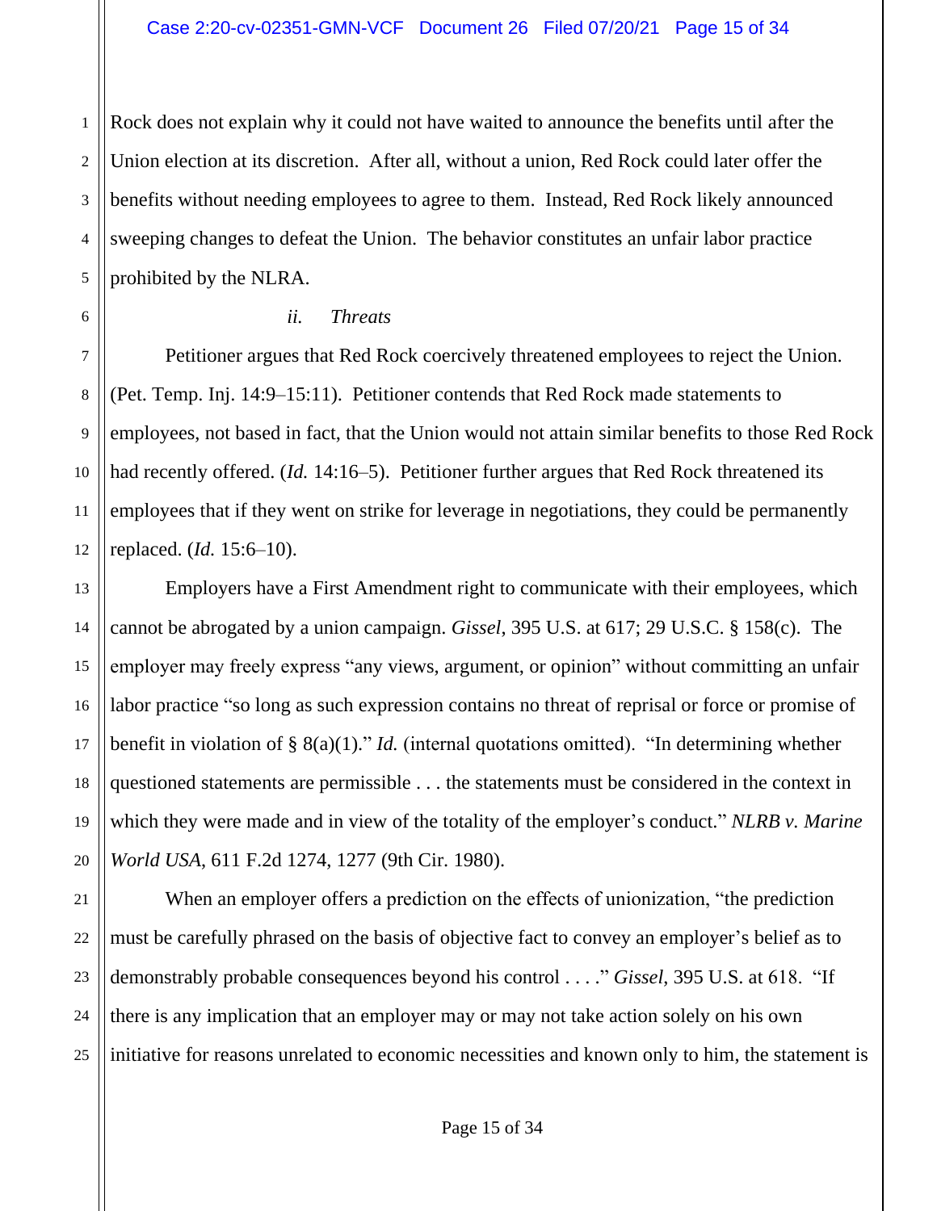Rock does not explain why it could not have waited to announce the benefits until after the Union election at its discretion. After all, without a union, Red Rock could later offer the benefits without needing employees to agree to them. Instead, Red Rock likely announced sweeping changes to defeat the Union. The behavior constitutes an unfair labor practice prohibited by the NLRA.

*ii. Threats*

Petitioner argues that Red Rock coercively threatened employees to reject the Union. (Pet. Temp. Inj. 14:9–15:11). Petitioner contends that Red Rock made statements to employees, not based in fact, that the Union would not attain similar benefits to those Red Rock had recently offered. (*Id.* 14:16–5). Petitioner further argues that Red Rock threatened its employees that if they went on strike for leverage in negotiations, they could be permanently replaced. (*Id.* 15:6–10).

Employers have a First Amendment right to communicate with their employees, which cannot be abrogated by a union campaign. *Gissel*, 395 U.S. at 617; 29 U.S.C. § 158(c). The employer may freely express "any views, argument, or opinion" without committing an unfair labor practice "so long as such expression contains no threat of reprisal or force or promise of benefit in violation of § 8(a)(1)." *Id.* (internal quotations omitted). "In determining whether questioned statements are permissible . . . the statements must be considered in the context in which they were made and in view of the totality of the employer's conduct." *NLRB v. Marine World USA*, 611 F.2d 1274, 1277 (9th Cir. 1980).

When an employer offers a prediction on the effects of unionization, "the prediction must be carefully phrased on the basis of objective fact to convey an employer's belief as to demonstrably probable consequences beyond his control . . . ." *Gissel*, 395 U.S. at 618. "If there is any implication that an employer may or may not take action solely on his own initiative for reasons unrelated to economic necessities and known only to him, the statement is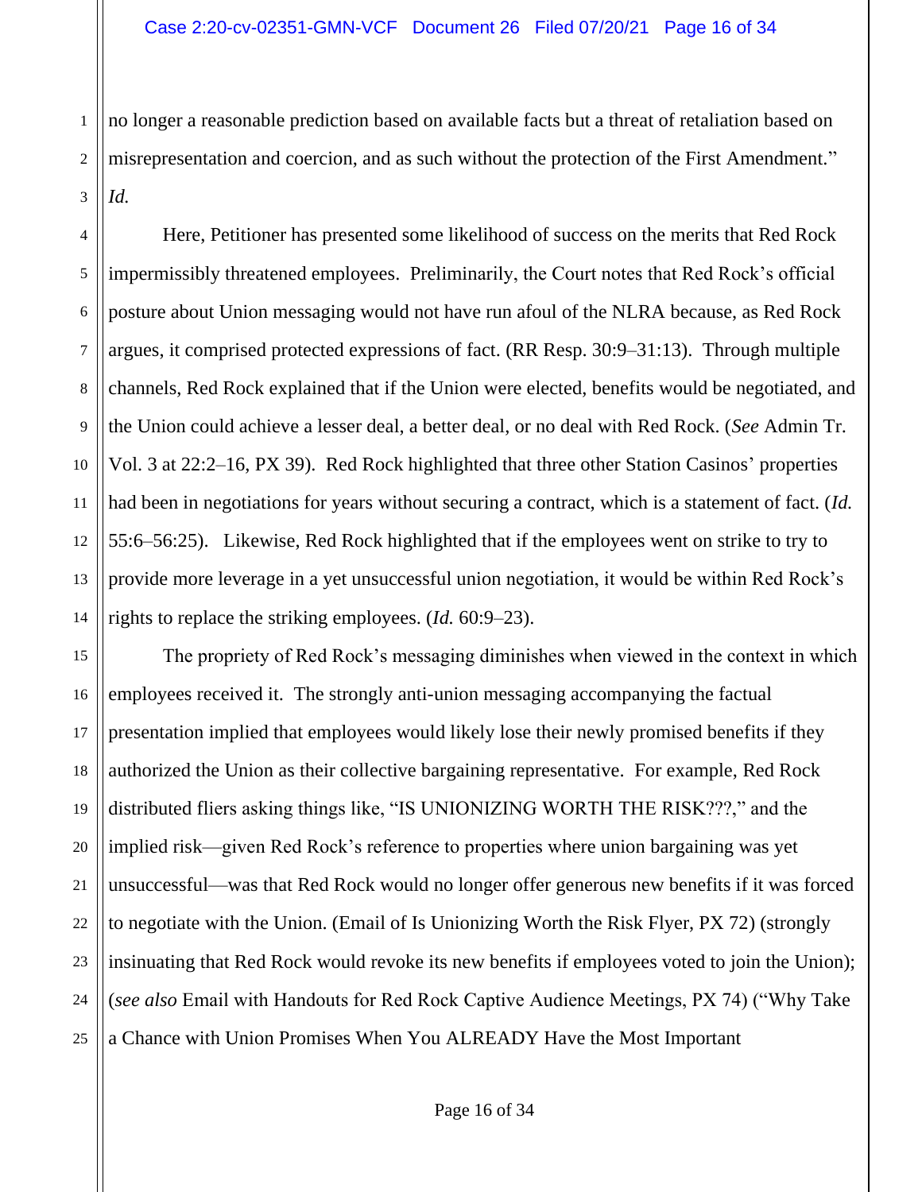no longer a reasonable prediction based on available facts but a threat of retaliation based on misrepresentation and coercion, and as such without the protection of the First Amendment." *Id.*

Here, Petitioner has presented some likelihood of success on the merits that Red Rock impermissibly threatened employees. Preliminarily, the Court notes that Red Rock's official posture about Union messaging would not have run afoul of the NLRA because, as Red Rock argues, it comprised protected expressions of fact. (RR Resp. 30:9–31:13). Through multiple channels, Red Rock explained that if the Union were elected, benefits would be negotiated, and the Union could achieve a lesser deal, a better deal, or no deal with Red Rock. (*See* Admin Tr. Vol. 3 at 22:2–16, PX 39). Red Rock highlighted that three other Station Casinos' properties had been in negotiations for years without securing a contract, which is a statement of fact. (*Id.* 55:6–56:25). Likewise, Red Rock highlighted that if the employees went on strike to try to provide more leverage in a yet unsuccessful union negotiation, it would be within Red Rock's rights to replace the striking employees. (*Id.* 60:9–23).

The propriety of Red Rock's messaging diminishes when viewed in the context in which employees received it. The strongly anti-union messaging accompanying the factual presentation implied that employees would likely lose their newly promised benefits if they authorized the Union as their collective bargaining representative. For example, Red Rock distributed fliers asking things like, "IS UNIONIZING WORTH THE RISK???," and the implied risk—given Red Rock's reference to properties where union bargaining was yet unsuccessful—was that Red Rock would no longer offer generous new benefits if it was forced to negotiate with the Union. (Email of Is Unionizing Worth the Risk Flyer, PX 72) (strongly insinuating that Red Rock would revoke its new benefits if employees voted to join the Union); (*see also* Email with Handouts for Red Rock Captive Audience Meetings, PX 74) ("Why Take a Chance with Union Promises When You ALREADY Have the Most Important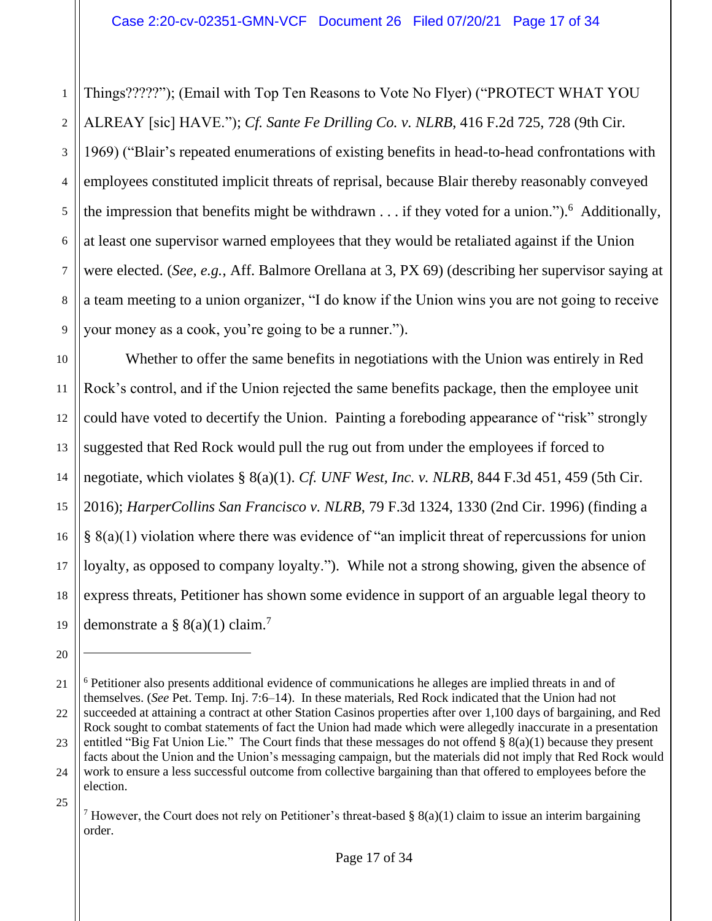Things?????"); (Email with Top Ten Reasons to Vote No Flyer) ("PROTECT WHAT YOU ALREAY [sic] HAVE."); *Cf. Sante Fe Drilling Co. v. NLRB*, 416 F.2d 725, 728 (9th Cir. 1969) ("Blair's repeated enumerations of existing benefits in head-to-head confrontations with employees constituted implicit threats of reprisal, because Blair thereby reasonably conveyed the impression that benefits might be withdrawn . . . if they voted for a union.").[6] Additionally, at least one supervisor warned employees that they would be retaliated against if the Union were elected. (*See, e.g.*, Aff. Balmore Orellana at 3, PX 69) (describing her supervisor saying at a team meeting to a union organizer, "I do know if the Union wins you are not going to receive your money as a cook, you're going to be a runner.").

Whether to offer the same benefits in negotiations with the Union was entirely in Red Rock's control, and if the Union rejected the same benefits package, then the employee unit could have voted to decertify the Union. Painting a foreboding appearance of "risk" strongly suggested that Red Rock would pull the rug out from under the employees if forced to negotiate, which violates § 8(a)(1). *Cf. UNF West, Inc. v. NLRB*, 844 F.3d 451, 459 (5th Cir. 2016); *HarperCollins San Francisco v. NLRB*, 79 F.3d 1324, 1330 (2nd Cir. 1996) (finding a § 8(a)(1) violation where there was evidence of "an implicit threat of repercussions for union loyalty, as opposed to company loyalty."). While not a strong showing, given the absence of express threats, Petitioner has shown some evidence in support of an arguable legal theory to demonstrate a § 8(a)(1) claim.[7]

---

[6] Petitioner also presents additional evidence of communications he alleges are implied threats in and of themselves. (*See* Pet. Temp. Inj. 7:6–14). In these materials, Red Rock indicated that the Union had not succeeded at attaining a contract at other Station Casinos properties after over 1,100 days of bargaining, and Red Rock sought to combat statements of fact the Union had made which were allegedly inaccurate in a presentation entitled "Big Fat Union Lie." The Court finds that these messages do not offend § 8(a)(1) because they present facts about the Union and the Union's messaging campaign, but the materials did not imply that Red Rock would work to ensure a less successful outcome from collective bargaining than that offered to employees before the election.

[7] However, the Court does not rely on Petitioner's threat-based § 8(a)(1) claim to issue an interim bargaining order.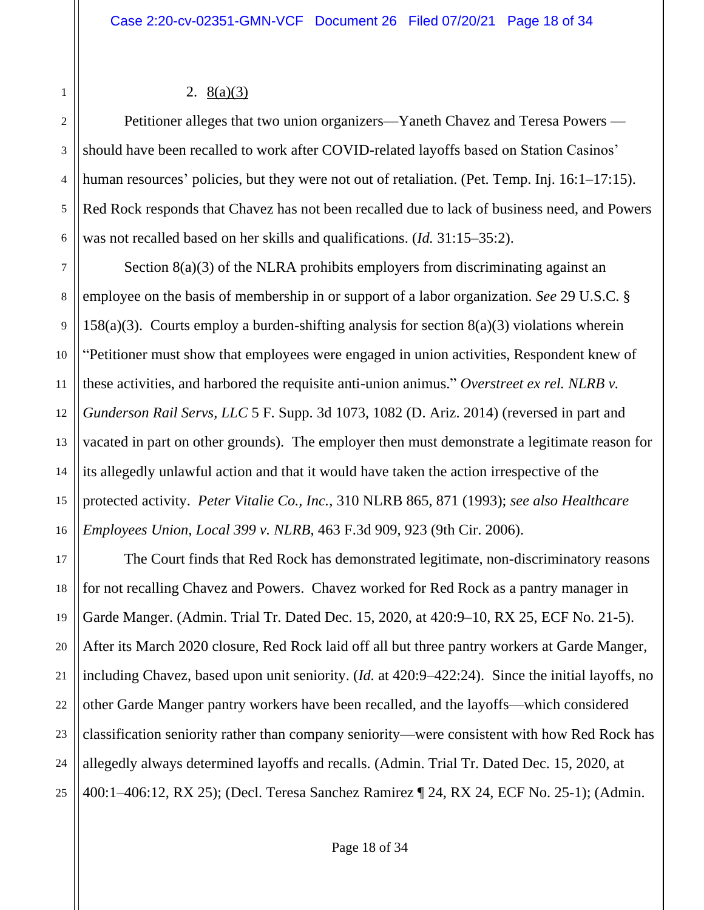2. 8(a)(3)

Petitioner alleges that two union organizers—Yaneth Chavez and Teresa Powers — should have been recalled to work after COVID-related layoffs based on Station Casinos' human resources' policies, but they were not out of retaliation. (Pet. Temp. Inj. 16:1–17:15). Red Rock responds that Chavez has not been recalled due to lack of business need, and Powers was not recalled based on her skills and qualifications. (*Id.* 31:15–35:2).

Section 8(a)(3) of the NLRA prohibits employers from discriminating against an employee on the basis of membership in or support of a labor organization. *See* 29 U.S.C. § 158(a)(3). Courts employ a burden-shifting analysis for section 8(a)(3) violations wherein "Petitioner must show that employees were engaged in union activities, Respondent knew of these activities, and harbored the requisite anti-union animus." *Overstreet ex rel. NLRB v. Gunderson Rail Servs, LLC* 5 F. Supp. 3d 1073, 1082 (D. Ariz. 2014) (reversed in part and vacated in part on other grounds). The employer then must demonstrate a legitimate reason for its allegedly unlawful action and that it would have taken the action irrespective of the protected activity. *Peter Vitalie Co., Inc.*, 310 NLRB 865, 871 (1993); *see also Healthcare Employees Union, Local 399 v. NLRB*, 463 F.3d 909, 923 (9th Cir. 2006).

The Court finds that Red Rock has demonstrated legitimate, non-discriminatory reasons for not recalling Chavez and Powers. Chavez worked for Red Rock as a pantry manager in Garde Manger. (Admin. Trial Tr. Dated Dec. 15, 2020, at 420:9–10, RX 25, ECF No. 21-5). After its March 2020 closure, Red Rock laid off all but three pantry workers at Garde Manger, including Chavez, based upon unit seniority. (*Id.* at 420:9–422:24). Since the initial layoffs, no other Garde Manger pantry workers have been recalled, and the layoffs—which considered classification seniority rather than company seniority—were consistent with how Red Rock has allegedly always determined layoffs and recalls. (Admin. Trial Tr. Dated Dec. 15, 2020, at 400:1–406:12, RX 25); (Decl. Teresa Sanchez Ramirez ¶ 24, RX 24, ECF No. 25-1); (Admin.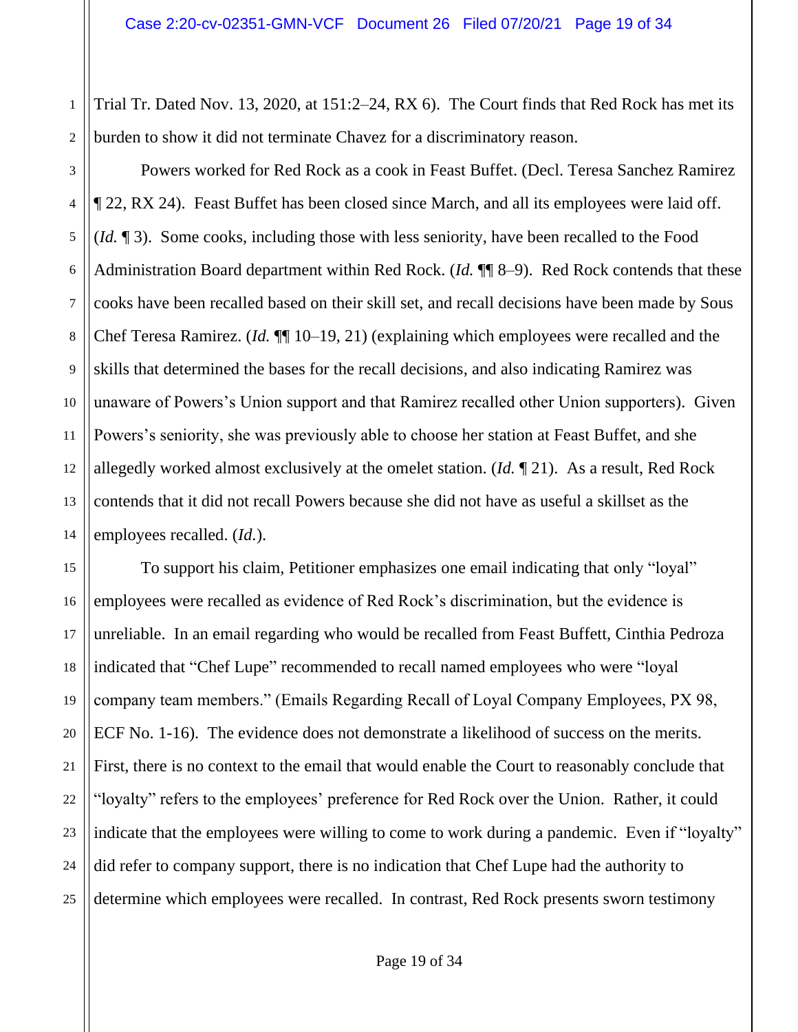Trial Tr. Dated Nov. 13, 2020, at 151:2–24, RX 6). The Court finds that Red Rock has met its burden to show it did not terminate Chavez for a discriminatory reason.

Powers worked for Red Rock as a cook in Feast Buffet. (Decl. Teresa Sanchez Ramirez ¶ 22, RX 24). Feast Buffet has been closed since March, and all its employees were laid off. (*Id.* ¶ 3). Some cooks, including those with less seniority, have been recalled to the Food Administration Board department within Red Rock. (*Id.* ¶¶ 8–9). Red Rock contends that these cooks have been recalled based on their skill set, and recall decisions have been made by Sous Chef Teresa Ramirez. (*Id.* ¶¶ 10–19, 21) (explaining which employees were recalled and the skills that determined the bases for the recall decisions, and also indicating Ramirez was unaware of Powers's Union support and that Ramirez recalled other Union supporters). Given Powers's seniority, she was previously able to choose her station at Feast Buffet, and she allegedly worked almost exclusively at the omelet station. (*Id.* ¶ 21). As a result, Red Rock contends that it did not recall Powers because she did not have as useful a skillset as the employees recalled. (*Id.*).

To support his claim, Petitioner emphasizes one email indicating that only "loyal" employees were recalled as evidence of Red Rock's discrimination, but the evidence is unreliable. In an email regarding who would be recalled from Feast Buffett, Cinthia Pedroza indicated that "Chef Lupe" recommended to recall named employees who were "loyal company team members." (Emails Regarding Recall of Loyal Company Employees, PX 98, ECF No. 1-16). The evidence does not demonstrate a likelihood of success on the merits. First, there is no context to the email that would enable the Court to reasonably conclude that "loyalty" refers to the employees' preference for Red Rock over the Union. Rather, it could indicate that the employees were willing to come to work during a pandemic. Even if "loyalty" did refer to company support, there is no indication that Chef Lupe had the authority to determine which employees were recalled. In contrast, Red Rock presents sworn testimony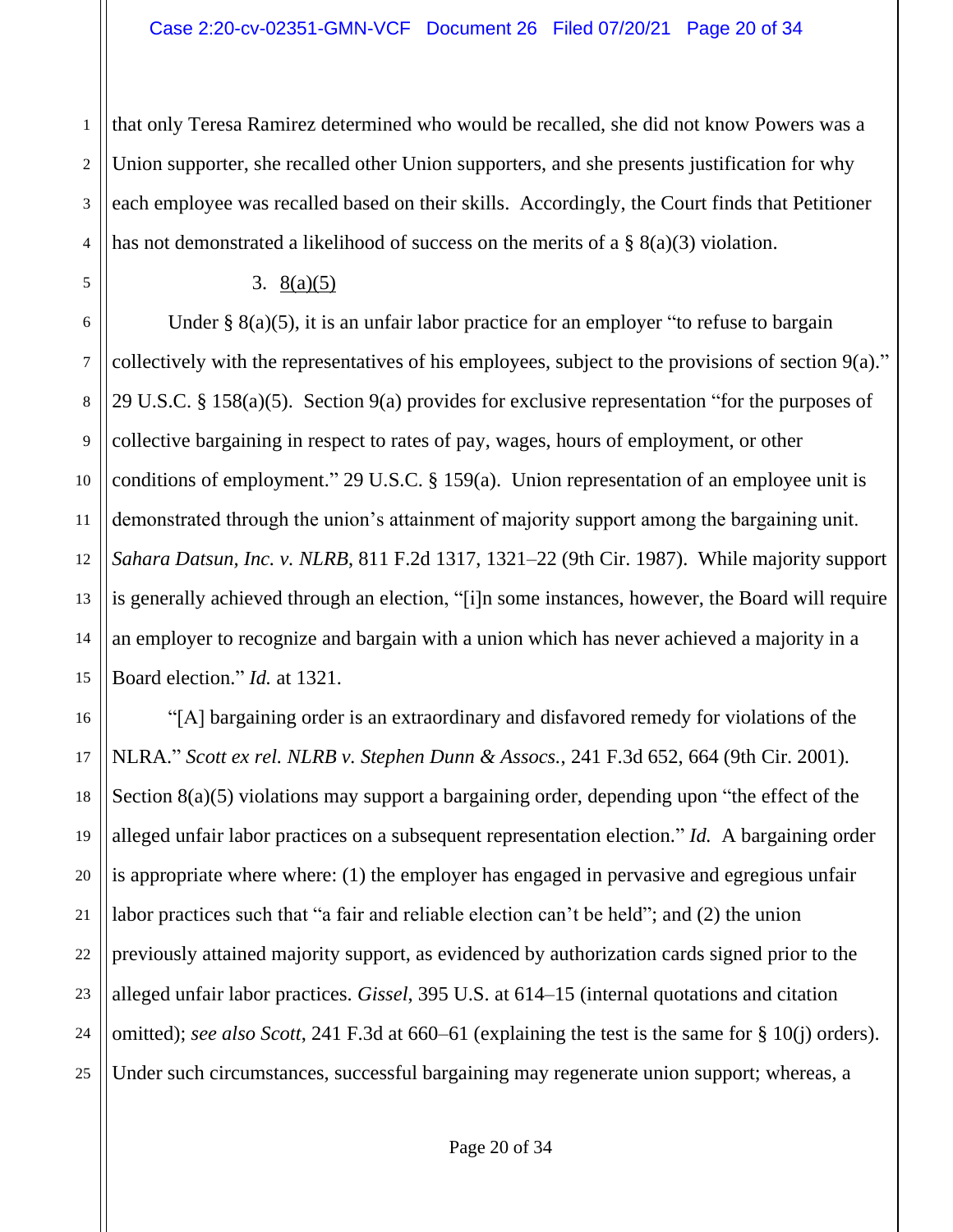that only Teresa Ramirez determined who would be recalled, she did not know Powers was a Union supporter, she recalled other Union supporters, and she presents justification for why each employee was recalled based on their skills. Accordingly, the Court finds that Petitioner has not demonstrated a likelihood of success on the merits of a § 8(a)(3) violation.

3. 8(a)(5)

Under § 8(a)(5), it is an unfair labor practice for an employer "to refuse to bargain collectively with the representatives of his employees, subject to the provisions of section 9(a)." 29 U.S.C. § 158(a)(5). Section 9(a) provides for exclusive representation "for the purposes of collective bargaining in respect to rates of pay, wages, hours of employment, or other conditions of employment." 29 U.S.C. § 159(a). Union representation of an employee unit is demonstrated through the union's attainment of majority support among the bargaining unit. *Sahara Datsun, Inc. v. NLRB*, 811 F.2d 1317, 1321–22 (9th Cir. 1987). While majority support is generally achieved through an election, "[i]n some instances, however, the Board will require an employer to recognize and bargain with a union which has never achieved a majority in a Board election." *Id.* at 1321.

"[A] bargaining order is an extraordinary and disfavored remedy for violations of the NLRA." *Scott ex rel. NLRB v. Stephen Dunn & Assocs.*, 241 F.3d 652, 664 (9th Cir. 2001). Section 8(a)(5) violations may support a bargaining order, depending upon "the effect of the alleged unfair labor practices on a subsequent representation election." *Id.* A bargaining order is appropriate where where: (1) the employer has engaged in pervasive and egregious unfair labor practices such that "a fair and reliable election can't be held"; and (2) the union previously attained majority support, as evidenced by authorization cards signed prior to the alleged unfair labor practices. *Gissel*, 395 U.S. at 614–15 (internal quotations and citation omitted); *see also Scott*, 241 F.3d at 660–61 (explaining the test is the same for § 10(j) orders). Under such circumstances, successful bargaining may regenerate union support; whereas, a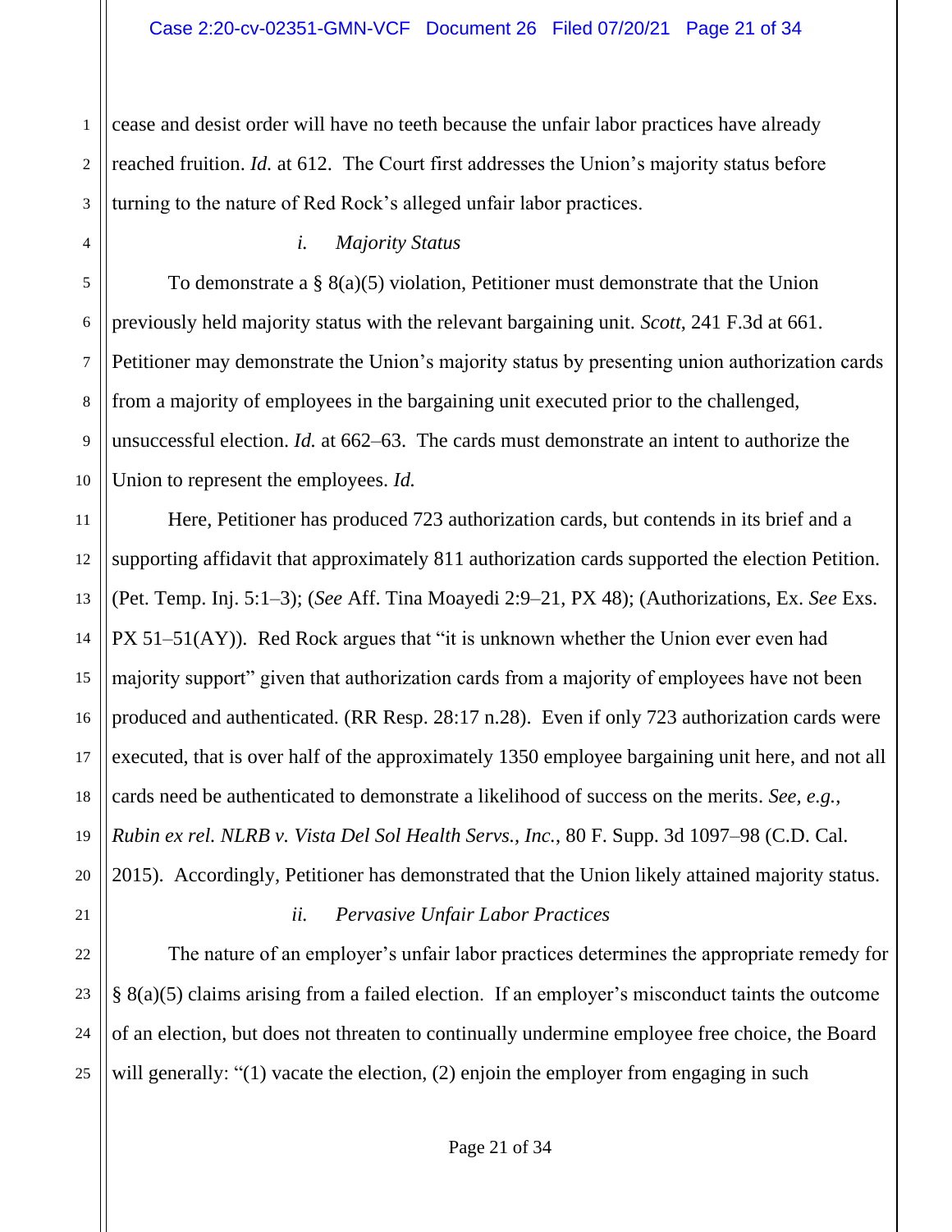cease and desist order will have no teeth because the unfair labor practices have already reached fruition. *Id.* at 612. The Court first addresses the Union's majority status before turning to the nature of Red Rock's alleged unfair labor practices.

*i. Majority Status*

To demonstrate a § 8(a)(5) violation, Petitioner must demonstrate that the Union previously held majority status with the relevant bargaining unit. *Scott*, 241 F.3d at 661. Petitioner may demonstrate the Union's majority status by presenting union authorization cards from a majority of employees in the bargaining unit executed prior to the challenged, unsuccessful election. *Id.* at 662–63. The cards must demonstrate an intent to authorize the Union to represent the employees. *Id.*

Here, Petitioner has produced 723 authorization cards, but contends in its brief and a supporting affidavit that approximately 811 authorization cards supported the election Petition. (Pet. Temp. Inj. 5:1–3); (*See* Aff. Tina Moayedi 2:9–21, PX 48); (Authorizations, Ex. *See* Exs. PX 51–51(AY)). Red Rock argues that "it is unknown whether the Union ever even had majority support" given that authorization cards from a majority of employees have not been produced and authenticated. (RR Resp. 28:17 n.28). Even if only 723 authorization cards were executed, that is over half of the approximately 1350 employee bargaining unit here, and not all cards need be authenticated to demonstrate a likelihood of success on the merits. *See, e.g.*, *Rubin ex rel. NLRB v. Vista Del Sol Health Servs., Inc.*, 80 F. Supp. 3d 1097–98 (C.D. Cal. 2015). Accordingly, Petitioner has demonstrated that the Union likely attained majority status.

*ii. Pervasive Unfair Labor Practices*

The nature of an employer's unfair labor practices determines the appropriate remedy for § 8(a)(5) claims arising from a failed election. If an employer's misconduct taints the outcome of an election, but does not threaten to continually undermine employee free choice, the Board will generally: "(1) vacate the election, (2) enjoin the employer from engaging in such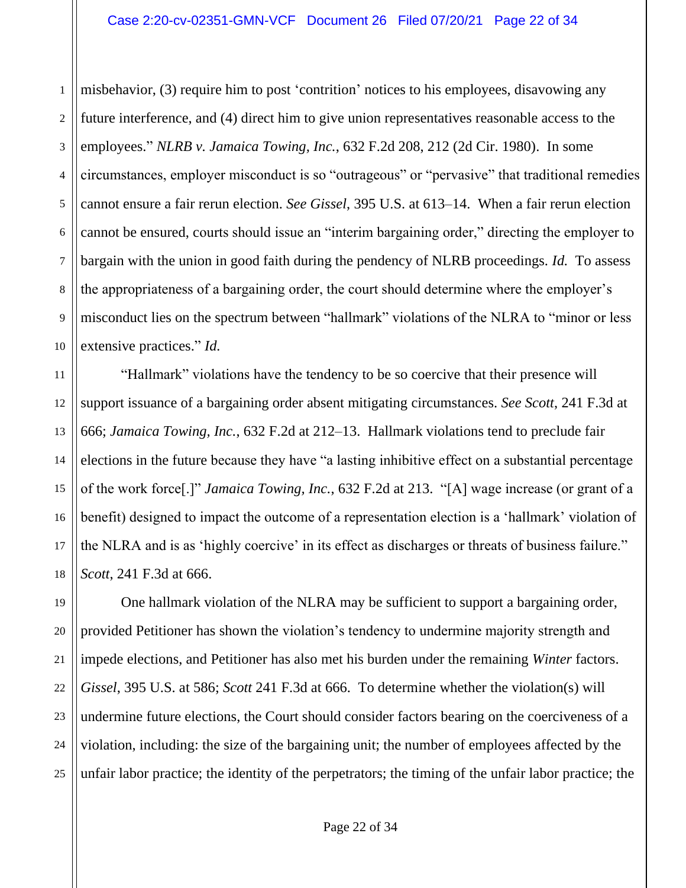misbehavior, (3) require him to post 'contrition' notices to his employees, disavowing any future interference, and (4) direct him to give union representatives reasonable access to the employees." *NLRB v. Jamaica Towing, Inc.*, 632 F.2d 208, 212 (2d Cir. 1980). In some circumstances, employer misconduct is so "outrageous" or "pervasive" that traditional remedies cannot ensure a fair rerun election. *See Gissel*, 395 U.S. at 613–14. When a fair rerun election cannot be ensured, courts should issue an "interim bargaining order," directing the employer to bargain with the union in good faith during the pendency of NLRB proceedings. *Id.* To assess the appropriateness of a bargaining order, the court should determine where the employer's misconduct lies on the spectrum between "hallmark" violations of the NLRA to "minor or less extensive practices." *Id.*

"Hallmark" violations have the tendency to be so coercive that their presence will support issuance of a bargaining order absent mitigating circumstances. *See Scott*, 241 F.3d at 666; *Jamaica Towing, Inc.*, 632 F.2d at 212–13. Hallmark violations tend to preclude fair elections in the future because they have "a lasting inhibitive effect on a substantial percentage of the work force[.]" *Jamaica Towing, Inc.*, 632 F.2d at 213. "[A] wage increase (or grant of a benefit) designed to impact the outcome of a representation election is a 'hallmark' violation of the NLRA and is as 'highly coercive' in its effect as discharges or threats of business failure." *Scott*, 241 F.3d at 666.

One hallmark violation of the NLRA may be sufficient to support a bargaining order, provided Petitioner has shown the violation's tendency to undermine majority strength and impede elections, and Petitioner has also met his burden under the remaining *Winter* factors. *Gissel*, 395 U.S. at 586; *Scott* 241 F.3d at 666. To determine whether the violation(s) will undermine future elections, the Court should consider factors bearing on the coerciveness of a violation, including: the size of the bargaining unit; the number of employees affected by the unfair labor practice; the identity of the perpetrators; the timing of the unfair labor practice; the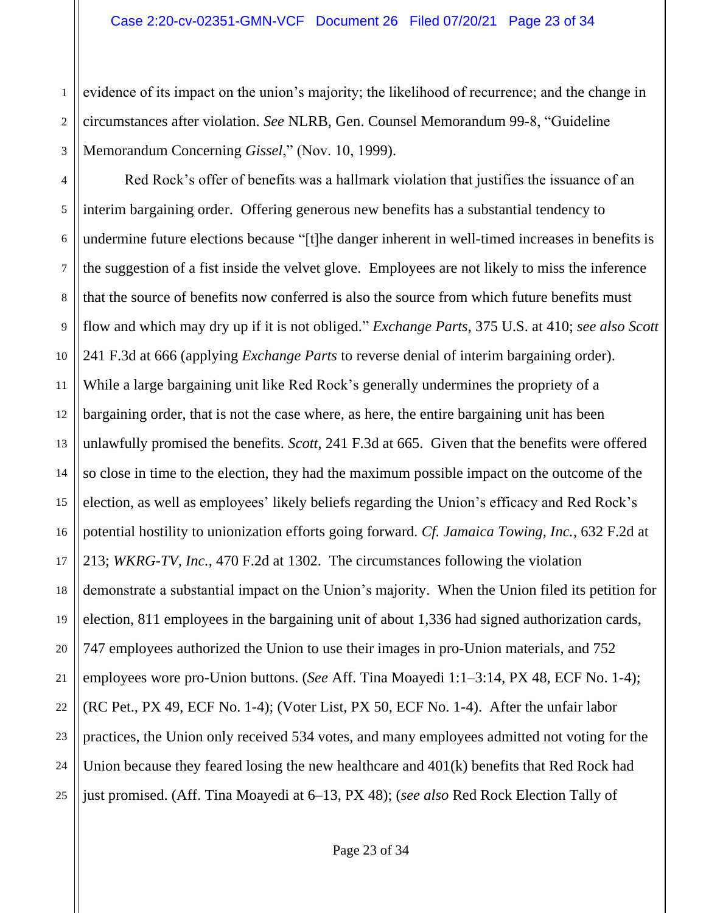evidence of its impact on the union's majority; the likelihood of recurrence; and the change in circumstances after violation. *See* NLRB, Gen. Counsel Memorandum 99-8, "Guideline Memorandum Concerning *Gissel*," (Nov. 10, 1999).

Red Rock's offer of benefits was a hallmark violation that justifies the issuance of an interim bargaining order. Offering generous new benefits has a substantial tendency to undermine future elections because "[t]he danger inherent in well-timed increases in benefits is the suggestion of a fist inside the velvet glove. Employees are not likely to miss the inference that the source of benefits now conferred is also the source from which future benefits must flow and which may dry up if it is not obliged." *Exchange Parts*, 375 U.S. at 410; *see also Scott* 241 F.3d at 666 (applying *Exchange Parts* to reverse denial of interim bargaining order). While a large bargaining unit like Red Rock's generally undermines the propriety of a bargaining order, that is not the case where, as here, the entire bargaining unit has been unlawfully promised the benefits. *Scott*, 241 F.3d at 665. Given that the benefits were offered so close in time to the election, they had the maximum possible impact on the outcome of the election, as well as employees' likely beliefs regarding the Union's efficacy and Red Rock's potential hostility to unionization efforts going forward. *Cf. Jamaica Towing, Inc.*, 632 F.2d at 213; *WKRG-TV, Inc.*, 470 F.2d at 1302. The circumstances following the violation demonstrate a substantial impact on the Union's majority. When the Union filed its petition for election, 811 employees in the bargaining unit of about 1,336 had signed authorization cards, 747 employees authorized the Union to use their images in pro-Union materials, and 752 employees wore pro-Union buttons. (*See* Aff. Tina Moayedi 1:1–3:14, PX 48, ECF No. 1-4); (RC Pet., PX 49, ECF No. 1-4); (Voter List, PX 50, ECF No. 1-4). After the unfair labor practices, the Union only received 534 votes, and many employees admitted not voting for the Union because they feared losing the new healthcare and 401(k) benefits that Red Rock had just promised. (Aff. Tina Moayedi at 6–13, PX 48); (*see also* Red Rock Election Tally of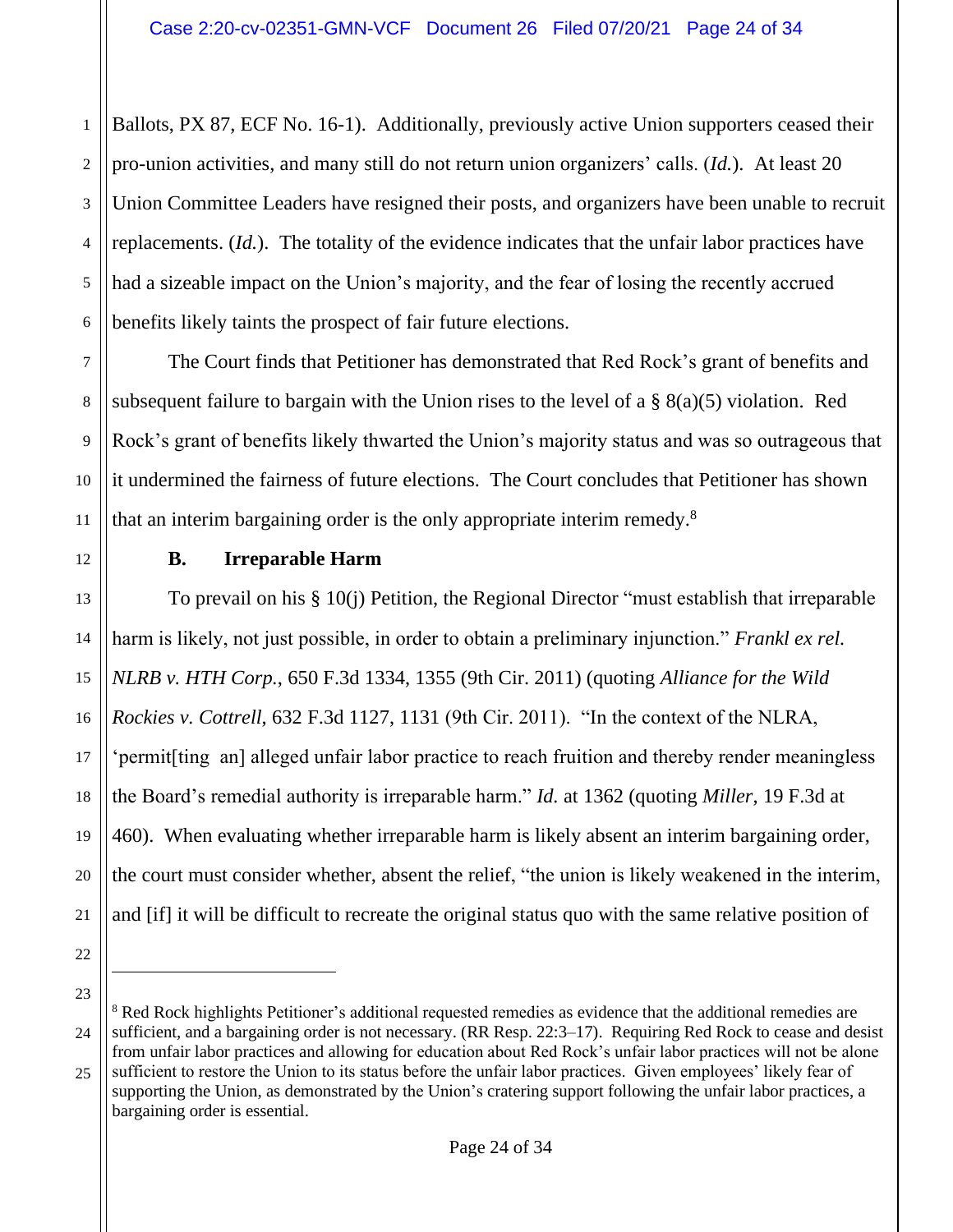Ballots, PX 87, ECF No. 16-1). Additionally, previously active Union supporters ceased their pro-union activities, and many still do not return union organizers' calls. (*Id.*). At least 20 Union Committee Leaders have resigned their posts, and organizers have been unable to recruit replacements. (*Id.*). The totality of the evidence indicates that the unfair labor practices have had a sizeable impact on the Union's majority, and the fear of losing the recently accrued benefits likely taints the prospect of fair future elections.

The Court finds that Petitioner has demonstrated that Red Rock's grant of benefits and subsequent failure to bargain with the Union rises to the level of a § 8(a)(5) violation. Red Rock's grant of benefits likely thwarted the Union's majority status and was so outrageous that it undermined the fairness of future elections. The Court concludes that Petitioner has shown that an interim bargaining order is the only appropriate interim remedy.[8]

### B. Irreparable Harm

To prevail on his § 10(j) Petition, the Regional Director "must establish that irreparable harm is likely, not just possible, in order to obtain a preliminary injunction." *Frankl ex rel. NLRB v. HTH Corp.*, 650 F.3d 1334, 1355 (9th Cir. 2011) (quoting *Alliance for the Wild Rockies v. Cottrell*, 632 F.3d 1127, 1131 (9th Cir. 2011). "In the context of the NLRA, 'permit[ting an] alleged unfair labor practice to reach fruition and thereby render meaningless the Board's remedial authority is irreparable harm." *Id.* at 1362 (quoting *Miller*, 19 F.3d at 460). When evaluating whether irreparable harm is likely absent an interim bargaining order, the court must consider whether, absent the relief, "the union is likely weakened in the interim, and [if] it will be difficult to recreate the original status quo with the same relative position of

---

[8] Red Rock highlights Petitioner's additional requested remedies as evidence that the additional remedies are sufficient, and a bargaining order is not necessary. (RR Resp. 22:3–17). Requiring Red Rock to cease and desist from unfair labor practices and allowing for education about Red Rock's unfair labor practices will not be alone sufficient to restore the Union to its status before the unfair labor practices. Given employees' likely fear of supporting the Union, as demonstrated by the Union's cratering support following the unfair labor practices, a bargaining order is essential.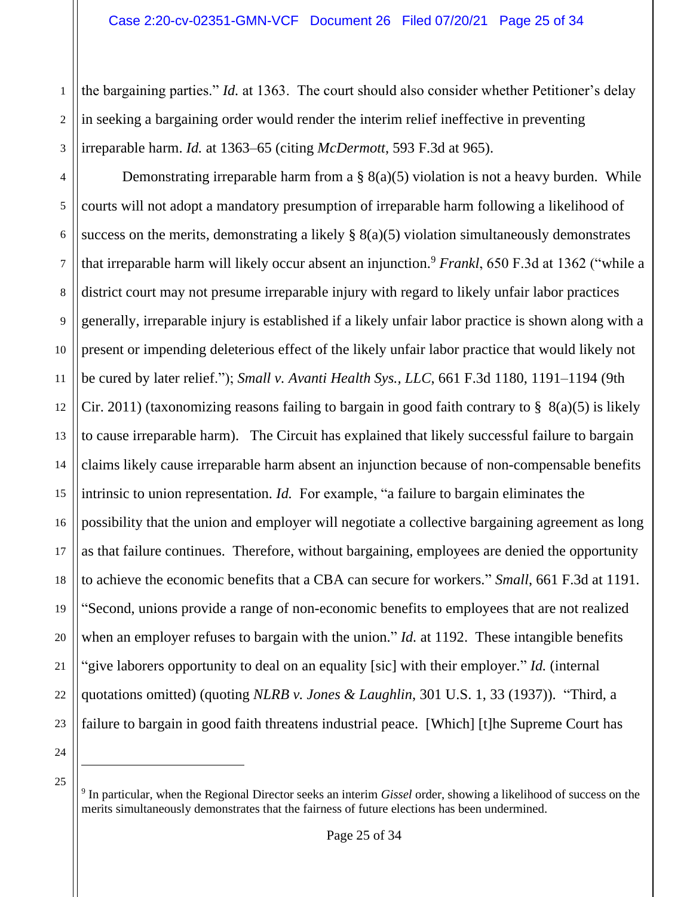the bargaining parties." *Id.* at 1363. The court should also consider whether Petitioner's delay in seeking a bargaining order would render the interim relief ineffective in preventing irreparable harm. *Id.* at 1363–65 (citing *McDermott*, 593 F.3d at 965).

Demonstrating irreparable harm from a § 8(a)(5) violation is not a heavy burden. While courts will not adopt a mandatory presumption of irreparable harm following a likelihood of success on the merits, demonstrating a likely § 8(a)(5) violation simultaneously demonstrates that irreparable harm will likely occur absent an injunction.[9] *Frankl*, 650 F.3d at 1362 ("while a district court may not presume irreparable injury with regard to likely unfair labor practices generally, irreparable injury is established if a likely unfair labor practice is shown along with a present or impending deleterious effect of the likely unfair labor practice that would likely not be cured by later relief."); *Small v. Avanti Health Sys., LLC*, 661 F.3d 1180, 1191–1194 (9th Cir. 2011) (taxonomizing reasons failing to bargain in good faith contrary to § 8(a)(5) is likely to cause irreparable harm). The Circuit has explained that likely successful failure to bargain claims likely cause irreparable harm absent an injunction because of non-compensable benefits intrinsic to union representation. *Id.* For example, "a failure to bargain eliminates the possibility that the union and employer will negotiate a collective bargaining agreement as long as that failure continues. Therefore, without bargaining, employees are denied the opportunity to achieve the economic benefits that a CBA can secure for workers." *Small*, 661 F.3d at 1191. "Second, unions provide a range of non-economic benefits to employees that are not realized when an employer refuses to bargain with the union." *Id.* at 1192. These intangible benefits "give laborers opportunity to deal on an equality [sic] with their employer." *Id.* (internal quotations omitted) (quoting *NLRB v. Jones & Laughlin*, 301 U.S. 1, 33 (1937)). "Third, a failure to bargain in good faith threatens industrial peace. [Which] [t]he Supreme Court has

---

[9] In particular, when the Regional Director seeks an interim *Gissel* order, showing a likelihood of success on the merits simultaneously demonstrates that the fairness of future elections has been undermined.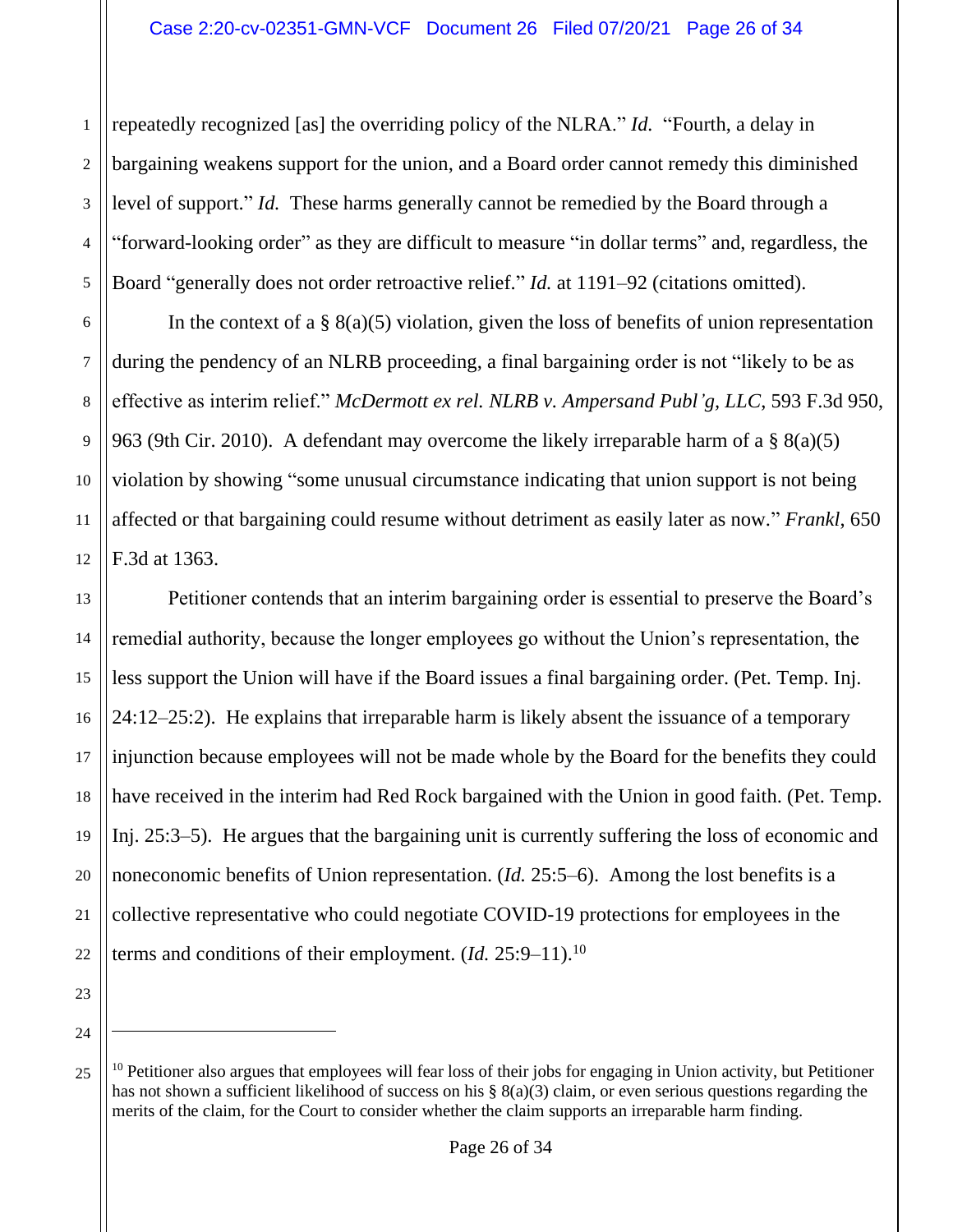repeatedly recognized [as] the overriding policy of the NLRA." *Id.* "Fourth, a delay in bargaining weakens support for the union, and a Board order cannot remedy this diminished level of support." *Id.* These harms generally cannot be remedied by the Board through a "forward-looking order" as they are difficult to measure "in dollar terms" and, regardless, the Board "generally does not order retroactive relief." *Id.* at 1191–92 (citations omitted).

In the context of a § 8(a)(5) violation, given the loss of benefits of union representation during the pendency of an NLRB proceeding, a final bargaining order is not "likely to be as effective as interim relief." *McDermott ex rel. NLRB v. Ampersand Publ'g, LLC*, 593 F.3d 950, 963 (9th Cir. 2010). A defendant may overcome the likely irreparable harm of a § 8(a)(5) violation by showing "some unusual circumstance indicating that union support is not being affected or that bargaining could resume without detriment as easily later as now." *Frankl*, 650 F.3d at 1363.

Petitioner contends that an interim bargaining order is essential to preserve the Board's remedial authority, because the longer employees go without the Union's representation, the less support the Union will have if the Board issues a final bargaining order. (Pet. Temp. Inj. 24:12–25:2). He explains that irreparable harm is likely absent the issuance of a temporary injunction because employees will not be made whole by the Board for the benefits they could have received in the interim had Red Rock bargained with the Union in good faith. (Pet. Temp. Inj. 25:3–5). He argues that the bargaining unit is currently suffering the loss of economic and noneconomic benefits of Union representation. (*Id.* 25:5–6). Among the lost benefits is a collective representative who could negotiate COVID-19 protections for employees in the terms and conditions of their employment. (*Id.* 25:9–11).[10]

---

[10] Petitioner also argues that employees will fear loss of their jobs for engaging in Union activity, but Petitioner has not shown a sufficient likelihood of success on his § 8(a)(3) claim, or even serious questions regarding the merits of the claim, for the Court to consider whether the claim supports an irreparable harm finding.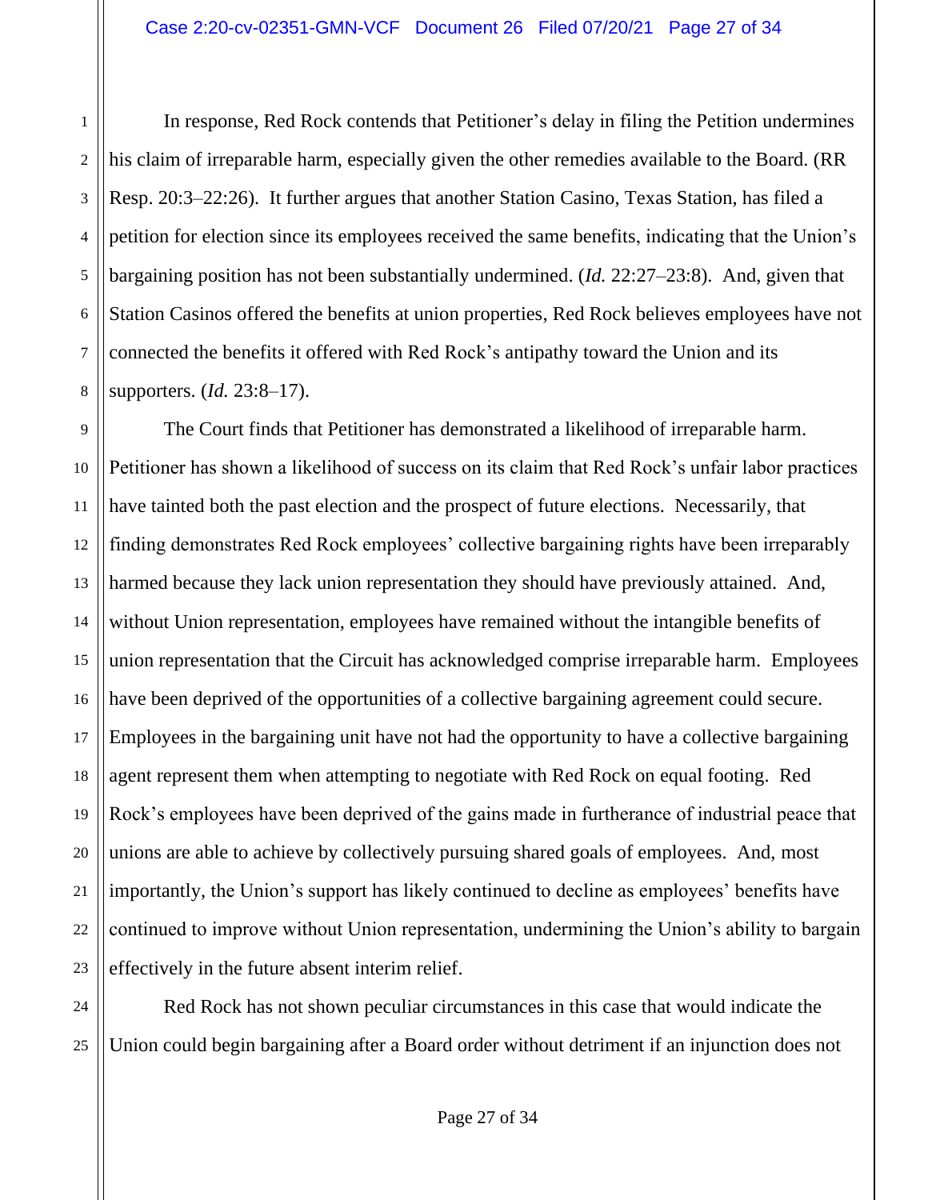In response, Red Rock contends that Petitioner's delay in filing the Petition undermines his claim of irreparable harm, especially given the other remedies available to the Board. (RR Resp. 20:3–22:26). It further argues that another Station Casino, Texas Station, has filed a petition for election since its employees received the same benefits, indicating that the Union's bargaining position has not been substantially undermined. (*Id.* 22:27–23:8). And, given that Station Casinos offered the benefits at union properties, Red Rock believes employees have not connected the benefits it offered with Red Rock's antipathy toward the Union and its supporters. (*Id.* 23:8–17).

The Court finds that Petitioner has demonstrated a likelihood of irreparable harm. Petitioner has shown a likelihood of success on its claim that Red Rock's unfair labor practices have tainted both the past election and the prospect of future elections. Necessarily, that finding demonstrates Red Rock employees' collective bargaining rights have been irreparably harmed because they lack union representation they should have previously attained. And, without Union representation, employees have remained without the intangible benefits of union representation that the Circuit has acknowledged comprise irreparable harm. Employees have been deprived of the opportunities of a collective bargaining agreement could secure. Employees in the bargaining unit have not had the opportunity to have a collective bargaining agent represent them when attempting to negotiate with Red Rock on equal footing. Red Rock's employees have been deprived of the gains made in furtherance of industrial peace that unions are able to achieve by collectively pursuing shared goals of employees. And, most importantly, the Union's support has likely continued to decline as employees' benefits have continued to improve without Union representation, undermining the Union's ability to bargain effectively in the future absent interim relief.

Red Rock has not shown peculiar circumstances in this case that would indicate the Union could begin bargaining after a Board order without detriment if an injunction does not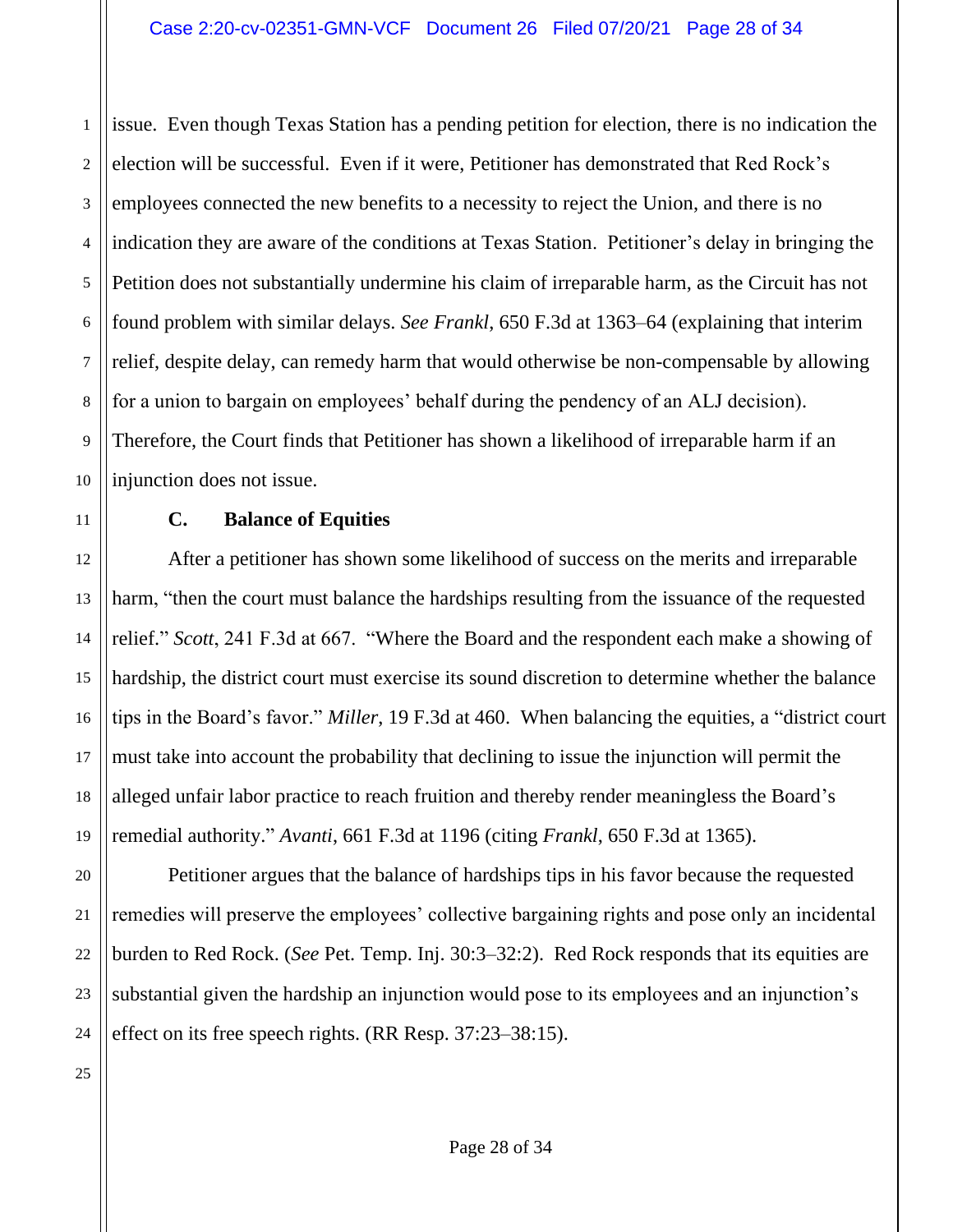issue. Even though Texas Station has a pending petition for election, there is no indication the election will be successful. Even if it were, Petitioner has demonstrated that Red Rock's employees connected the new benefits to a necessity to reject the Union, and there is no indication they are aware of the conditions at Texas Station. Petitioner's delay in bringing the Petition does not substantially undermine his claim of irreparable harm, as the Circuit has not found problem with similar delays. *See Frankl*, 650 F.3d at 1363–64 (explaining that interim relief, despite delay, can remedy harm that would otherwise be non-compensable by allowing for a union to bargain on employees' behalf during the pendency of an ALJ decision). Therefore, the Court finds that Petitioner has shown a likelihood of irreparable harm if an injunction does not issue.

### C. Balance of Equities

After a petitioner has shown some likelihood of success on the merits and irreparable harm, "then the court must balance the hardships resulting from the issuance of the requested relief." *Scott*, 241 F.3d at 667. "Where the Board and the respondent each make a showing of hardship, the district court must exercise its sound discretion to determine whether the balance tips in the Board's favor." *Miller*, 19 F.3d at 460. When balancing the equities, a "district court must take into account the probability that declining to issue the injunction will permit the alleged unfair labor practice to reach fruition and thereby render meaningless the Board's remedial authority." *Avanti*, 661 F.3d at 1196 (citing *Frankl*, 650 F.3d at 1365).

Petitioner argues that the balance of hardships tips in his favor because the requested remedies will preserve the employees' collective bargaining rights and pose only an incidental burden to Red Rock. (*See* Pet. Temp. Inj. 30:3–32:2). Red Rock responds that its equities are substantial given the hardship an injunction would pose to its employees and an injunction's effect on its free speech rights. (RR Resp. 37:23–38:15).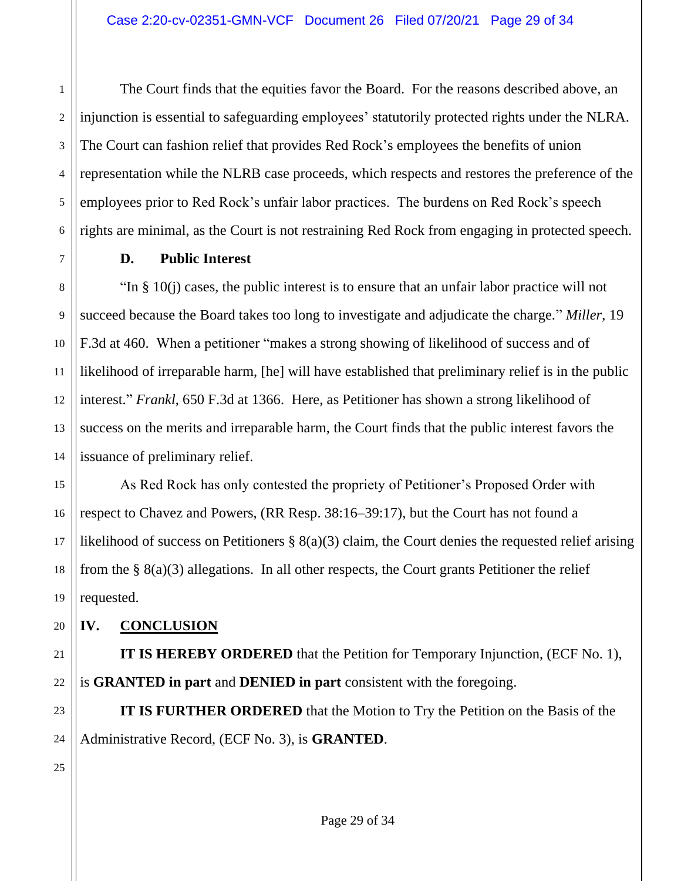The Court finds that the equities favor the Board. For the reasons described above, an injunction is essential to safeguarding employees' statutorily protected rights under the NLRA. The Court can fashion relief that provides Red Rock's employees the benefits of union representation while the NLRB case proceeds, which respects and restores the preference of the employees prior to Red Rock's unfair labor practices. The burdens on Red Rock's speech rights are minimal, as the Court is not restraining Red Rock from engaging in protected speech.

### D. Public Interest

"In § 10(j) cases, the public interest is to ensure that an unfair labor practice will not succeed because the Board takes too long to investigate and adjudicate the charge." *Miller*, 19 F.3d at 460. When a petitioner "makes a strong showing of likelihood of success and of likelihood of irreparable harm, [he] will have established that preliminary relief is in the public interest." *Frankl*, 650 F.3d at 1366. Here, as Petitioner has shown a strong likelihood of success on the merits and irreparable harm, the Court finds that the public interest favors the issuance of preliminary relief.

As Red Rock has only contested the propriety of Petitioner's Proposed Order with respect to Chavez and Powers, (RR Resp. 38:16–39:17), but the Court has not found a likelihood of success on Petitioners § 8(a)(3) claim, the Court denies the requested relief arising from the § 8(a)(3) allegations. In all other respects, the Court grants Petitioner the relief requested.

## IV. CONCLUSION

**IT IS HEREBY ORDERED** that the Petition for Temporary Injunction, (ECF No. 1), is **GRANTED in part** and **DENIED in part** consistent with the foregoing.

**IT IS FURTHER ORDERED** that the Motion to Try the Petition on the Basis of the Administrative Record, (ECF No. 3), is **GRANTED**.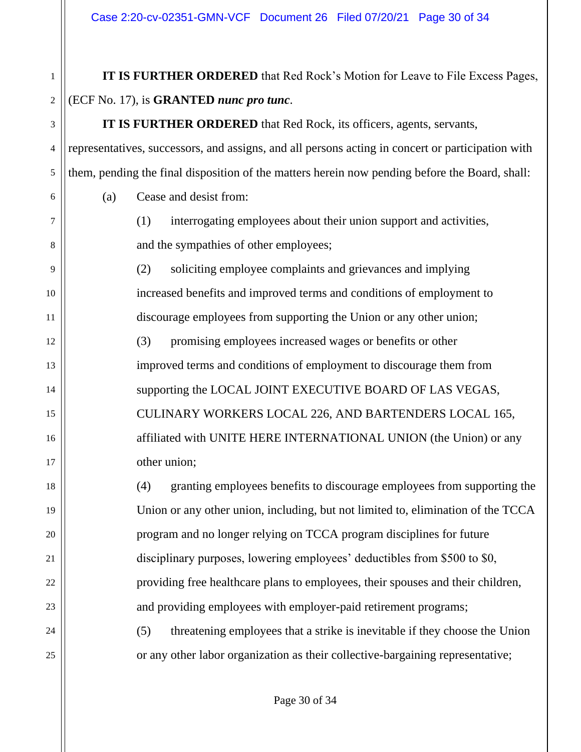**IT IS FURTHER ORDERED** that Red Rock's Motion for Leave to File Excess Pages, (ECF No. 17), is **GRANTED *nunc pro tunc***.

**IT IS FURTHER ORDERED** that Red Rock, its officers, agents, servants, representatives, successors, and assigns, and all persons acting in concert or participation with them, pending the final disposition of the matters herein now pending before the Board, shall:

(a) Cease and desist from:

(1) interrogating employees about their union support and activities, and the sympathies of other employees;

(2) soliciting employee complaints and grievances and implying increased benefits and improved terms and conditions of employment to discourage employees from supporting the Union or any other union;

(3) promising employees increased wages or benefits or other improved terms and conditions of employment to discourage them from supporting the LOCAL JOINT EXECUTIVE BOARD OF LAS VEGAS, CULINARY WORKERS LOCAL 226, AND BARTENDERS LOCAL 165, affiliated with UNITE HERE INTERNATIONAL UNION (the Union) or any other union;

(4) granting employees benefits to discourage employees from supporting the Union or any other union, including, but not limited to, elimination of the TCCA program and no longer relying on TCCA program disciplines for future disciplinary purposes, lowering employees' deductibles from $500 to $0, providing free healthcare plans to employees, their spouses and their children, and providing employees with employer-paid retirement programs;

(5) threatening employees that a strike is inevitable if they choose the Union or any other labor organization as their collective-bargaining representative;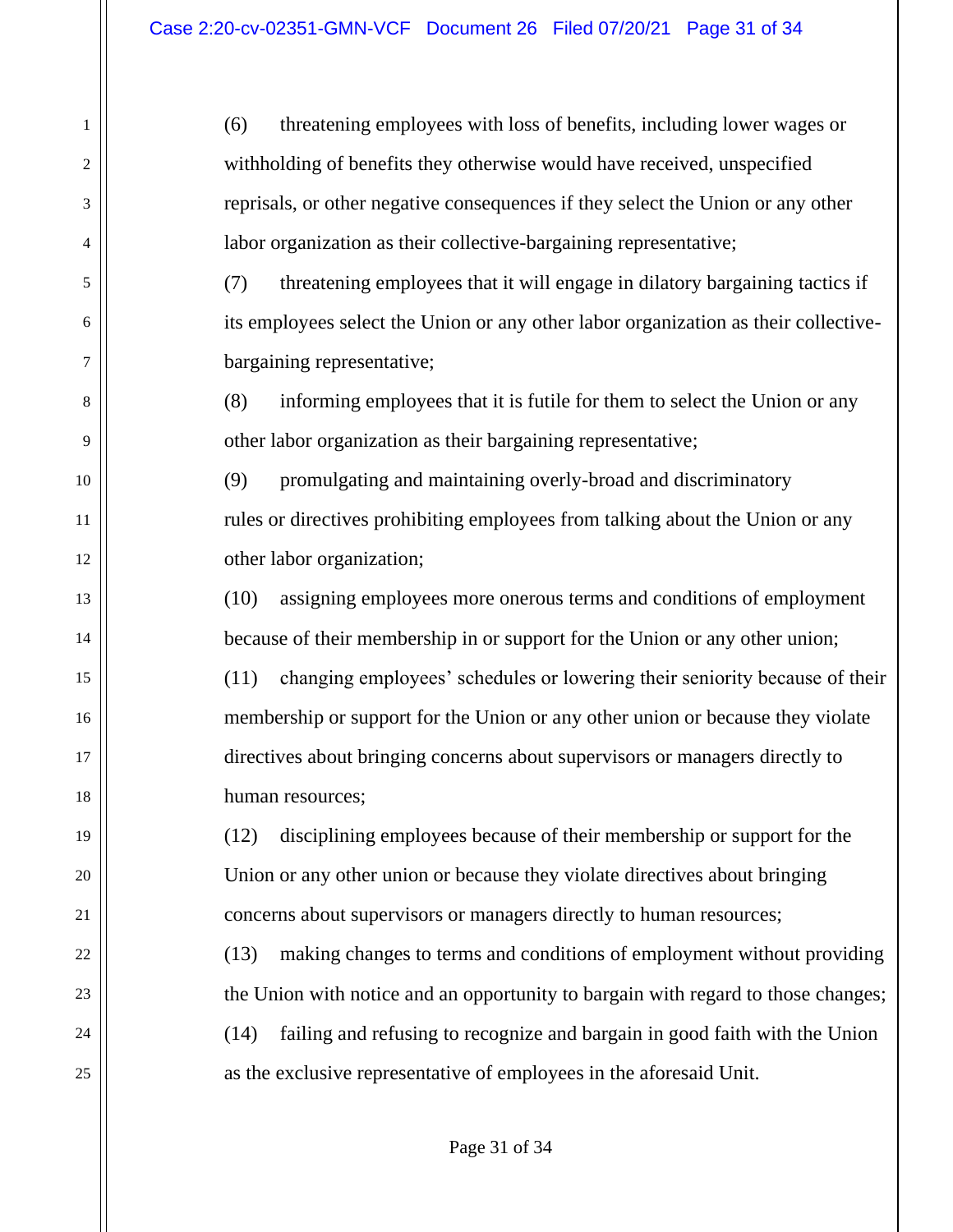(6) threatening employees with loss of benefits, including lower wages or withholding of benefits they otherwise would have received, unspecified reprisals, or other negative consequences if they select the Union or any other labor organization as their collective-bargaining representative;

(7) threatening employees that it will engage in dilatory bargaining tactics if its employees select the Union or any other labor organization as their collective-bargaining representative;

(8) informing employees that it is futile for them to select the Union or any other labor organization as their bargaining representative;

(9) promulgating and maintaining overly-broad and discriminatory rules or directives prohibiting employees from talking about the Union or any other labor organization;

(10) assigning employees more onerous terms and conditions of employment because of their membership in or support for the Union or any other union;

(11) changing employees' schedules or lowering their seniority because of their membership or support for the Union or any other union or because they violate directives about bringing concerns about supervisors or managers directly to human resources;

(12) disciplining employees because of their membership or support for the Union or any other union or because they violate directives about bringing concerns about supervisors or managers directly to human resources;

(13) making changes to terms and conditions of employment without providing the Union with notice and an opportunity to bargain with regard to those changes;

(14) failing and refusing to recognize and bargain in good faith with the Union as the exclusive representative of employees in the aforesaid Unit.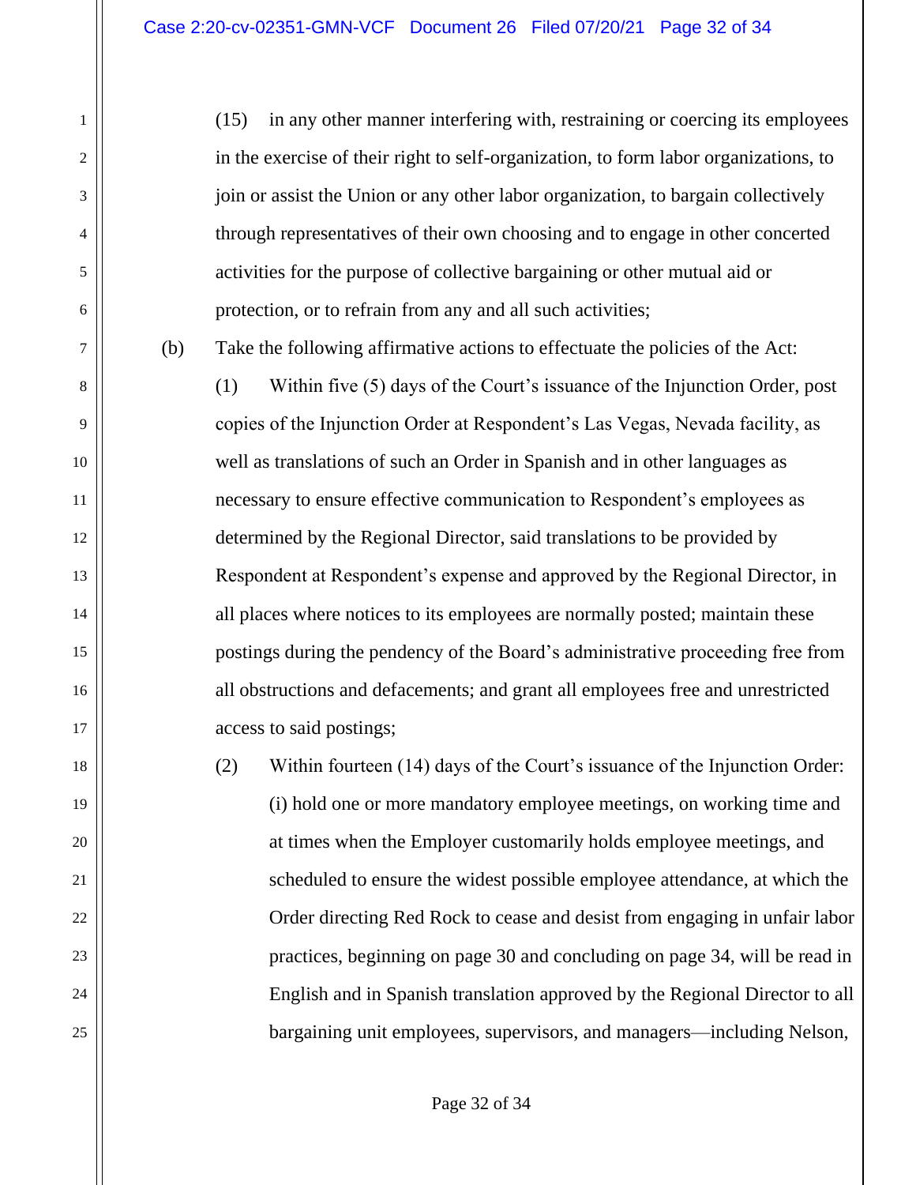(15) in any other manner interfering with, restraining or coercing its employees in the exercise of their right to self-organization, to form labor organizations, to join or assist the Union or any other labor organization, to bargain collectively through representatives of their own choosing and to engage in other concerted activities for the purpose of collective bargaining or other mutual aid or protection, or to refrain from any and all such activities;

(b) Take the following affirmative actions to effectuate the policies of the Act:

(1) Within five (5) days of the Court's issuance of the Injunction Order, post copies of the Injunction Order at Respondent's Las Vegas, Nevada facility, as well as translations of such an Order in Spanish and in other languages as necessary to ensure effective communication to Respondent's employees as determined by the Regional Director, said translations to be provided by Respondent at Respondent's expense and approved by the Regional Director, in all places where notices to its employees are normally posted; maintain these postings during the pendency of the Board's administrative proceeding free from all obstructions and defacements; and grant all employees free and unrestricted access to said postings;

(2) Within fourteen (14) days of the Court's issuance of the Injunction Order: (i) hold one or more mandatory employee meetings, on working time and at times when the Employer customarily holds employee meetings, and scheduled to ensure the widest possible employee attendance, at which the Order directing Red Rock to cease and desist from engaging in unfair labor practices, beginning on page 30 and concluding on page 34, will be read in English and in Spanish translation approved by the Regional Director to all bargaining unit employees, supervisors, and managers—including Nelson,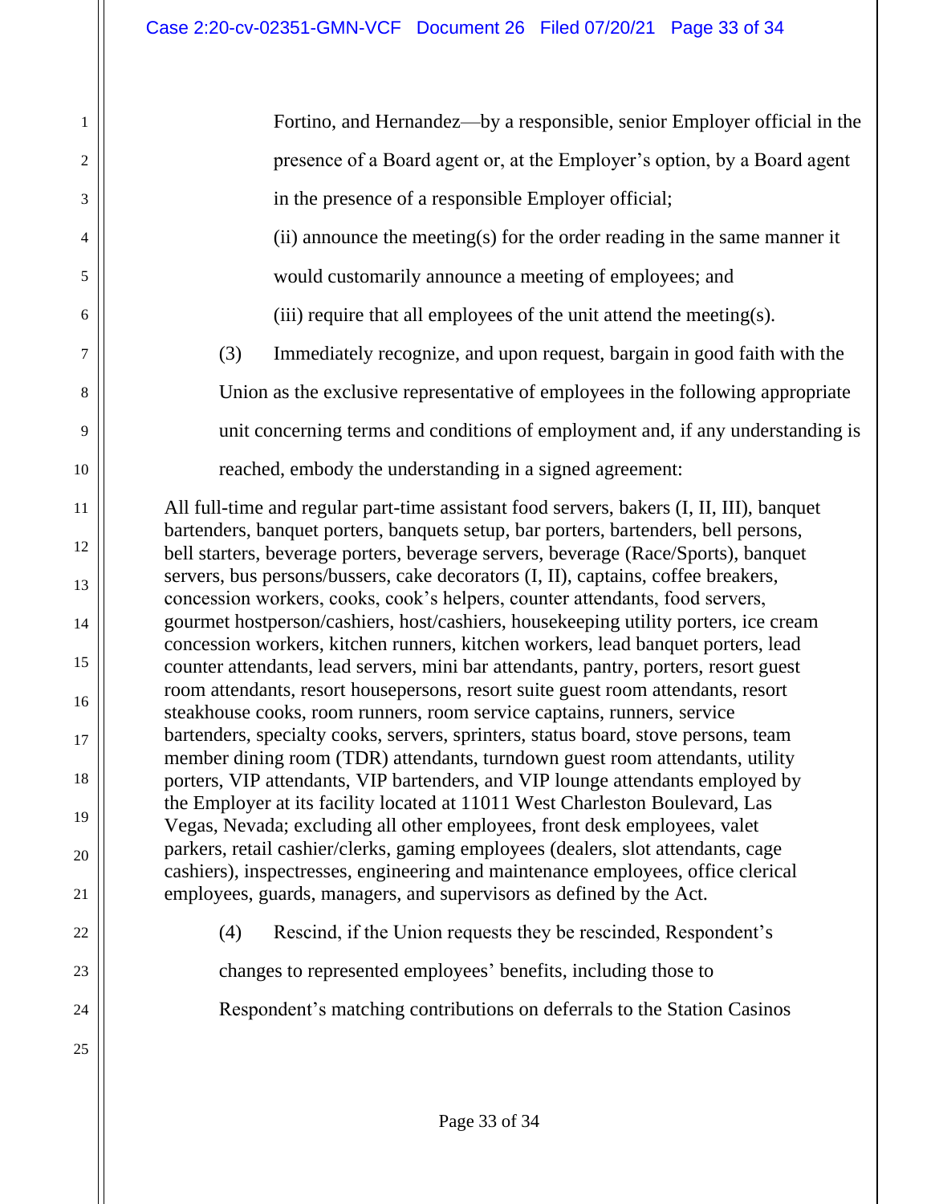Fortino, and Hernandez—by a responsible, senior Employer official in the presence of a Board agent or, at the Employer's option, by a Board agent in the presence of a responsible Employer official;

(ii) announce the meeting(s) for the order reading in the same manner it would customarily announce a meeting of employees; and

(iii) require that all employees of the unit attend the meeting(s).

(3) Immediately recognize, and upon request, bargain in good faith with the Union as the exclusive representative of employees in the following appropriate unit concerning terms and conditions of employment and, if any understanding is reached, embody the understanding in a signed agreement:

All full-time and regular part-time assistant food servers, bakers (I, II, III), banquet bartenders, banquet porters, banquets setup, bar porters, bartenders, bell persons, bell starters, beverage porters, beverage servers, beverage (Race/Sports), banquet servers, bus persons/bussers, cake decorators (I, II), captains, coffee breakers, concession workers, cooks, cook's helpers, counter attendants, food servers, gourmet hostperson/cashiers, host/cashiers, housekeeping utility porters, ice cream concession workers, kitchen runners, kitchen workers, lead banquet porters, lead counter attendants, lead servers, mini bar attendants, pantry, porters, resort guest room attendants, resort housepersons, resort suite guest room attendants, resort steakhouse cooks, room runners, room service captains, runners, service bartenders, specialty cooks, servers, sprinters, status board, stove persons, team member dining room (TDR) attendants, turndown guest room attendants, utility porters, VIP attendants, VIP bartenders, and VIP lounge attendants employed by the Employer at its facility located at 11011 West Charleston Boulevard, Las Vegas, Nevada; excluding all other employees, front desk employees, valet parkers, retail cashier/clerks, gaming employees (dealers, slot attendants, cage cashiers), inspectresses, engineering and maintenance employees, office clerical employees, guards, managers, and supervisors as defined by the Act.

(4) Rescind, if the Union requests they be rescinded, Respondent's changes to represented employees' benefits, including those to Respondent's matching contributions on deferrals to the Station Casinos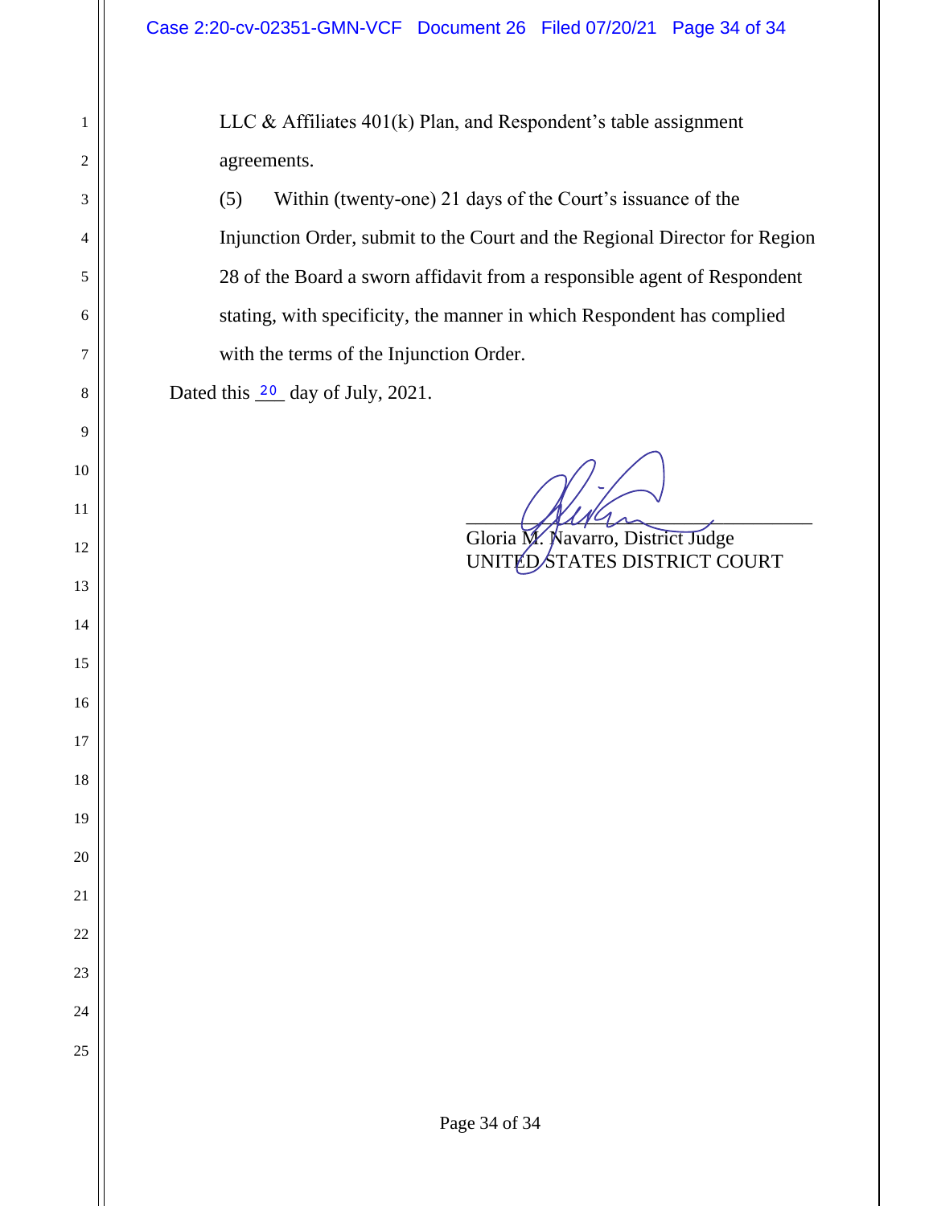LLC & Affiliates 401(k) Plan, and Respondent's table assignment agreements.

(5) Within (twenty-one) 21 days of the Court's issuance of the Injunction Order, submit to the Court and the Regional Director for Region 28 of the Board a sworn affidavit from a responsible agent of Respondent stating, with specificity, the manner in which Respondent has complied with the terms of the Injunction Order.

Dated this 20 day of July, 2021.

Gloria M. Navarro, District Judge
UNITED STATES DISTRICT COURT